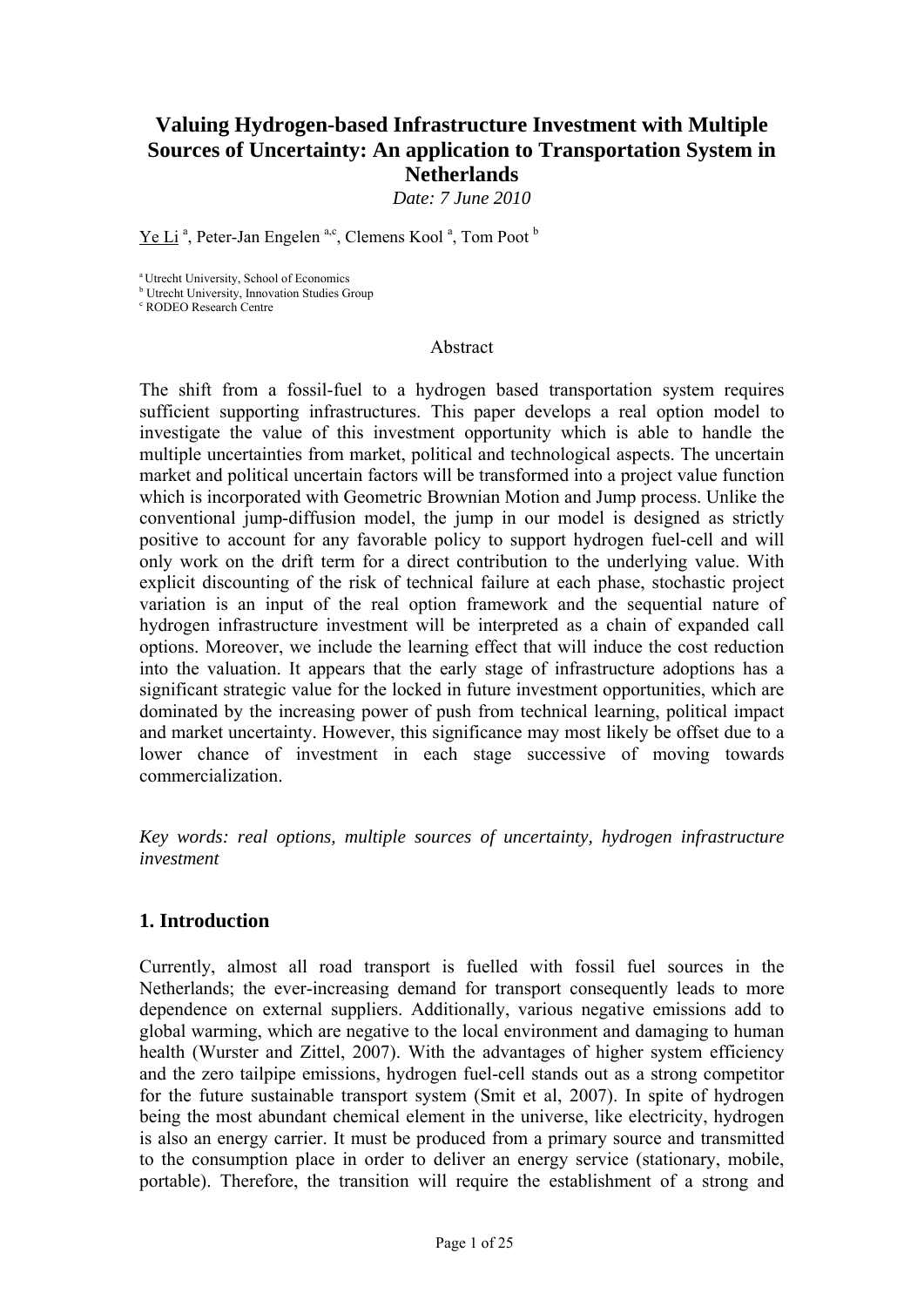# Valuing Hydrogen-based Infrastructure Investment with Multiple Sources of Uncertainty: An application to Transportation System in Netherlands

*Date: 7 June 2010*

Ye Li [a], Peter-Jan Engelen [a,c], Clemens Kool [a], Tom Poot [b]

[a] Utrecht University, School of Economics
[b] Utrecht University, Innovation Studies Group
[c] RODEO Research Centre

## Abstract

The shift from a fossil-fuel to a hydrogen based transportation system requires sufficient supporting infrastructures. This paper develops a real option model to investigate the value of this investment opportunity which is able to handle the multiple uncertainties from market, political and technological aspects. The uncertain market and political uncertain factors will be transformed into a project value function which is incorporated with Geometric Brownian Motion and Jump process. Unlike the conventional jump-diffusion model, the jump in our model is designed as strictly positive to account for any favorable policy to support hydrogen fuel-cell and will only work on the drift term for a direct contribution to the underlying value. With explicit discounting of the risk of technical failure at each phase, stochastic project variation is an input of the real option framework and the sequential nature of hydrogen infrastructure investment will be interpreted as a chain of expanded call options. Moreover, we include the learning effect that will induce the cost reduction into the valuation. It appears that the early stage of infrastructure adoptions has a significant strategic value for the locked in future investment opportunities, which are dominated by the increasing power of push from technical learning, political impact and market uncertainty. However, this significance may most likely be offset due to a lower chance of investment in each stage successive of moving towards commercialization.

*Key words: real options, multiple sources of uncertainty, hydrogen infrastructure investment*

## 1. Introduction

Currently, almost all road transport is fuelled with fossil fuel sources in the Netherlands; the ever-increasing demand for transport consequently leads to more dependence on external suppliers. Additionally, various negative emissions add to global warming, which are negative to the local environment and damaging to human health (Wurster and Zittel, 2007). With the advantages of higher system efficiency and the zero tailpipe emissions, hydrogen fuel-cell stands out as a strong competitor for the future sustainable transport system (Smit et al, 2007). In spite of hydrogen being the most abundant chemical element in the universe, like electricity, hydrogen is also an energy carrier. It must be produced from a primary source and transmitted to the consumption place in order to deliver an energy service (stationary, mobile, portable). Therefore, the transition will require the establishment of a strong and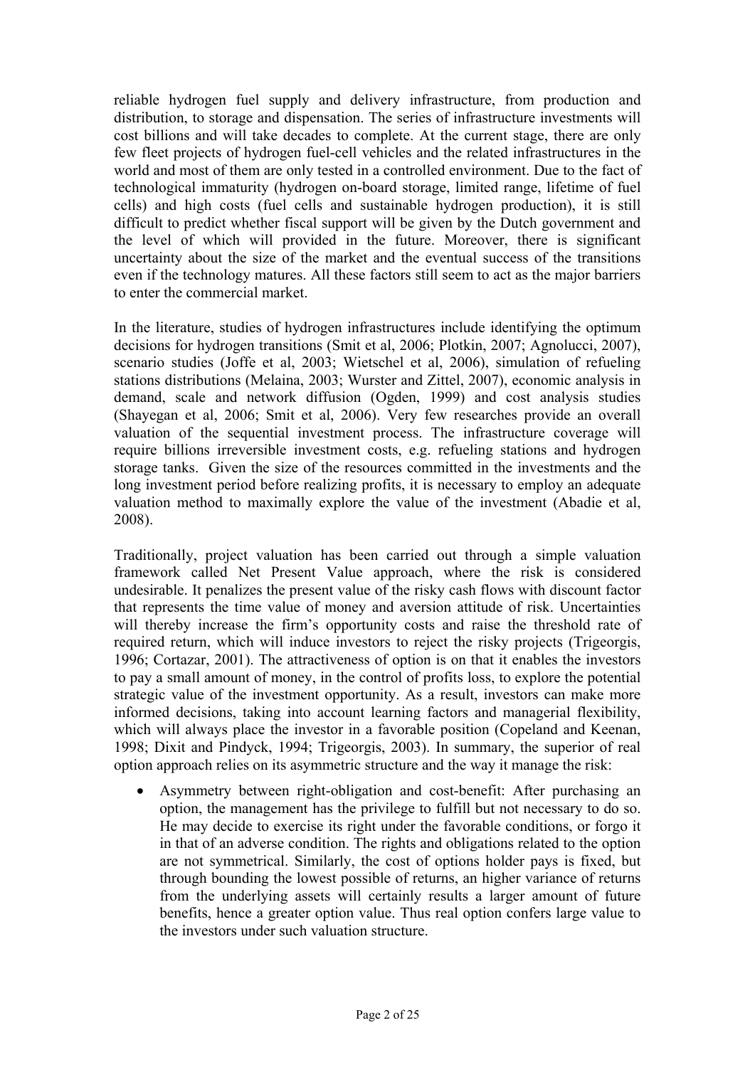reliable hydrogen fuel supply and delivery infrastructure, from production and distribution, to storage and dispensation. The series of infrastructure investments will cost billions and will take decades to complete. At the current stage, there are only few fleet projects of hydrogen fuel-cell vehicles and the related infrastructures in the world and most of them are only tested in a controlled environment. Due to the fact of technological immaturity (hydrogen on-board storage, limited range, lifetime of fuel cells) and high costs (fuel cells and sustainable hydrogen production), it is still difficult to predict whether fiscal support will be given by the Dutch government and the level of which will provided in the future. Moreover, there is significant uncertainty about the size of the market and the eventual success of the transitions even if the technology matures. All these factors still seem to act as the major barriers to enter the commercial market.

In the literature, studies of hydrogen infrastructures include identifying the optimum decisions for hydrogen transitions (Smit et al, 2006; Plotkin, 2007; Agnolucci, 2007), scenario studies (Joffe et al, 2003; Wietschel et al, 2006), simulation of refueling stations distributions (Melaina, 2003; Wurster and Zittel, 2007), economic analysis in demand, scale and network diffusion (Ogden, 1999) and cost analysis studies (Shayegan et al, 2006; Smit et al, 2006). Very few researches provide an overall valuation of the sequential investment process. The infrastructure coverage will require billions irreversible investment costs, e.g. refueling stations and hydrogen storage tanks. Given the size of the resources committed in the investments and the long investment period before realizing profits, it is necessary to employ an adequate valuation method to maximally explore the value of the investment (Abadie et al, 2008).

Traditionally, project valuation has been carried out through a simple valuation framework called Net Present Value approach, where the risk is considered undesirable. It penalizes the present value of the risky cash flows with discount factor that represents the time value of money and aversion attitude of risk. Uncertainties will thereby increase the firm's opportunity costs and raise the threshold rate of required return, which will induce investors to reject the risky projects (Trigeorgis, 1996; Cortazar, 2001). The attractiveness of option is on that it enables the investors to pay a small amount of money, in the control of profits loss, to explore the potential strategic value of the investment opportunity. As a result, investors can make more informed decisions, taking into account learning factors and managerial flexibility, which will always place the investor in a favorable position (Copeland and Keenan, 1998; Dixit and Pindyck, 1994; Trigeorgis, 2003). In summary, the superior of real option approach relies on its asymmetric structure and the way it manage the risk:

- Asymmetry between right-obligation and cost-benefit: After purchasing an option, the management has the privilege to fulfill but not necessary to do so. He may decide to exercise its right under the favorable conditions, or forgo it in that of an adverse condition. The rights and obligations related to the option are not symmetrical. Similarly, the cost of options holder pays is fixed, but through bounding the lowest possible of returns, an higher variance of returns from the underlying assets will certainly results a larger amount of future benefits, hence a greater option value. Thus real option confers large value to the investors under such valuation structure.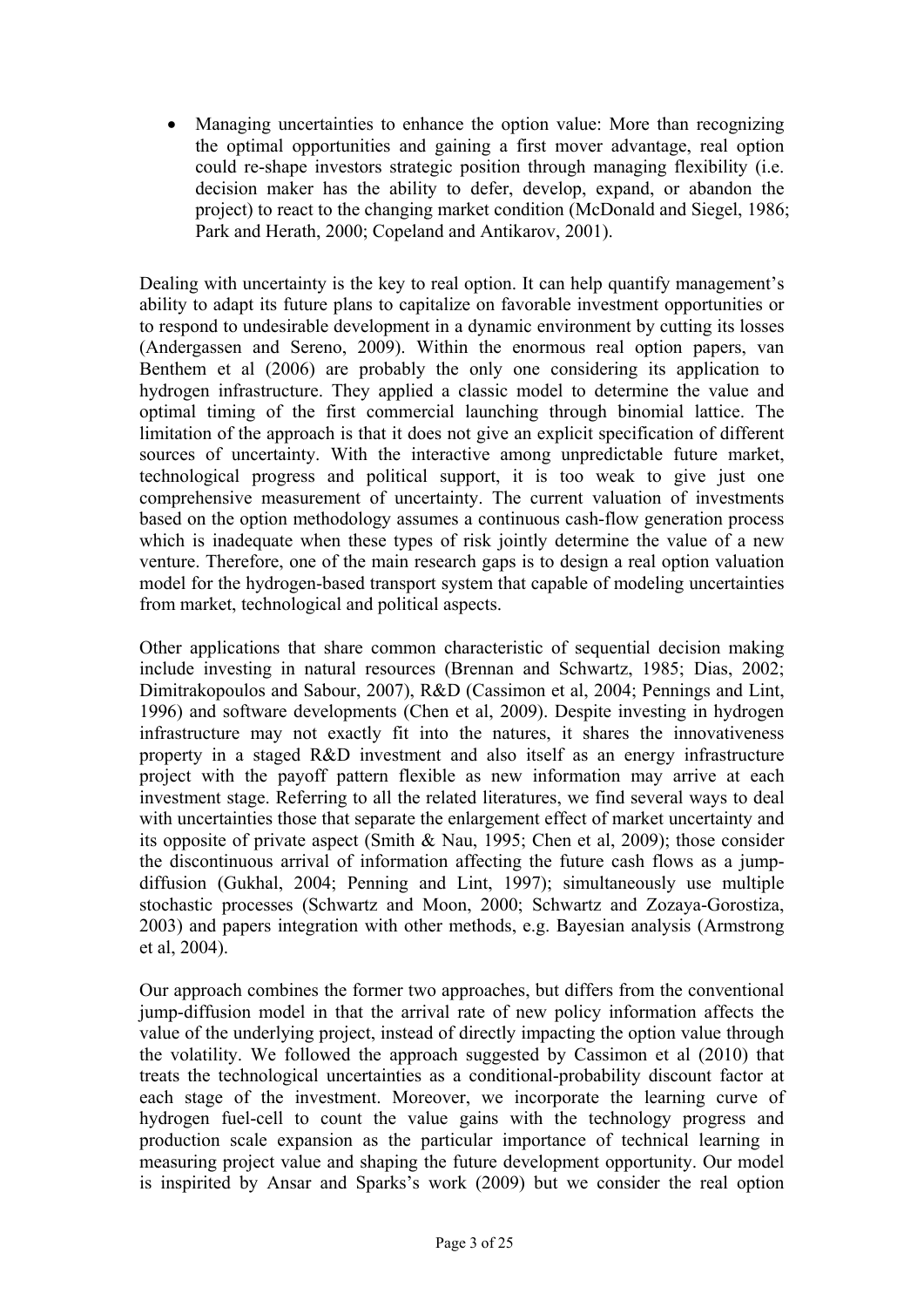- Managing uncertainties to enhance the option value: More than recognizing the optimal opportunities and gaining a first mover advantage, real option could re-shape investors strategic position through managing flexibility (i.e. decision maker has the ability to defer, develop, expand, or abandon the project) to react to the changing market condition (McDonald and Siegel, 1986; Park and Herath, 2000; Copeland and Antikarov, 2001).

Dealing with uncertainty is the key to real option. It can help quantify management's ability to adapt its future plans to capitalize on favorable investment opportunities or to respond to undesirable development in a dynamic environment by cutting its losses (Andergassen and Sereno, 2009). Within the enormous real option papers, van Benthem et al (2006) are probably the only one considering its application to hydrogen infrastructure. They applied a classic model to determine the value and optimal timing of the first commercial launching through binomial lattice. The limitation of the approach is that it does not give an explicit specification of different sources of uncertainty. With the interactive among unpredictable future market, technological progress and political support, it is too weak to give just one comprehensive measurement of uncertainty. The current valuation of investments based on the option methodology assumes a continuous cash-flow generation process which is inadequate when these types of risk jointly determine the value of a new venture. Therefore, one of the main research gaps is to design a real option valuation model for the hydrogen-based transport system that capable of modeling uncertainties from market, technological and political aspects.

Other applications that share common characteristic of sequential decision making include investing in natural resources (Brennan and Schwartz, 1985; Dias, 2002; Dimitrakopoulos and Sabour, 2007), R&D (Cassimon et al, 2004; Pennings and Lint, 1996) and software developments (Chen et al, 2009). Despite investing in hydrogen infrastructure may not exactly fit into the natures, it shares the innovativeness property in a staged R&D investment and also itself as an energy infrastructure project with the payoff pattern flexible as new information may arrive at each investment stage. Referring to all the related literatures, we find several ways to deal with uncertainties those that separate the enlargement effect of market uncertainty and its opposite of private aspect (Smith & Nau, 1995; Chen et al, 2009); those consider the discontinuous arrival of information affecting the future cash flows as a jump-diffusion (Gukhal, 2004; Penning and Lint, 1997); simultaneously use multiple stochastic processes (Schwartz and Moon, 2000; Schwartz and Zozaya-Gorostiza, 2003) and papers integration with other methods, e.g. Bayesian analysis (Armstrong et al, 2004).

Our approach combines the former two approaches, but differs from the conventional jump-diffusion model in that the arrival rate of new policy information affects the value of the underlying project, instead of directly impacting the option value through the volatility. We followed the approach suggested by Cassimon et al (2010) that treats the technological uncertainties as a conditional-probability discount factor at each stage of the investment. Moreover, we incorporate the learning curve of hydrogen fuel-cell to count the value gains with the technology progress and production scale expansion as the particular importance of technical learning in measuring project value and shaping the future development opportunity. Our model is inspirited by Ansar and Sparks's work (2009) but we consider the real option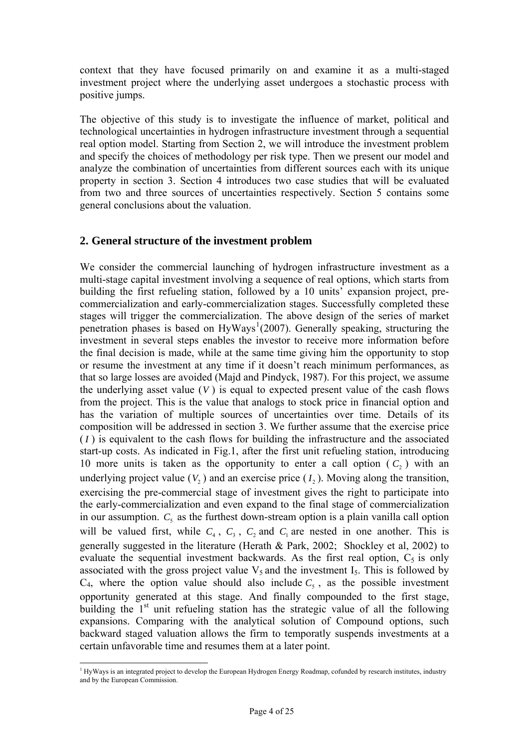context that they have focused primarily on and examine it as a multi-staged investment project where the underlying asset undergoes a stochastic process with positive jumps.

The objective of this study is to investigate the influence of market, political and technological uncertainties in hydrogen infrastructure investment through a sequential real option model. Starting from Section 2, we will introduce the investment problem and specify the choices of methodology per risk type. Then we present our model and analyze the combination of uncertainties from different sources each with its unique property in section 3. Section 4 introduces two case studies that will be evaluated from two and three sources of uncertainties respectively. Section 5 contains some general conclusions about the valuation.

## 2. General structure of the investment problem

We consider the commercial launching of hydrogen infrastructure investment as a multi-stage capital investment involving a sequence of real options, which starts from building the first refueling station, followed by a 10 units' expansion project, pre-commercialization and early-commercialization stages. Successfully completed these stages will trigger the commercialization. The above design of the series of market penetration phases is based on HyWays[1](2007). Generally speaking, structuring the investment in several steps enables the investor to receive more information before the final decision is made, while at the same time giving him the opportunity to stop or resume the investment at any time if it doesn't reach minimum performances, as that so large losses are avoided (Majd and Pindyck, 1987). For this project, we assume the underlying asset value ($V$) is equal to expected present value of the cash flows from the project. This is the value that analogs to stock price in financial option and has the variation of multiple sources of uncertainties over time. Details of its composition will be addressed in section 3. We further assume that the exercise price ($I$) is equivalent to the cash flows for building the infrastructure and the associated start-up costs. As indicated in Fig.1, after the first unit refueling station, introducing 10 more units is taken as the opportunity to enter a call option ($C_2$) with an underlying project value ($V_2$) and an exercise price ($I_2$). Moving along the transition, exercising the pre-commercial stage of investment gives the right to participate into the early-commercialization and even expand to the final stage of commercialization in our assumption. $C_5$ as the furthest down-stream option is a plain vanilla call option will be valued first, while $C_4$, $C_3$, $C_2$ and $C_1$ are nested in one another. This is generally suggested in the literature (Herath & Park, 2002; Shockley et al, 2002) to evaluate the sequential investment backwards. As the first real option, $C_5$ is only associated with the gross project value $V_5$ and the investment $I_5$. This is followed by $C_4$, where the option value should also include $C_5$, as the possible investment opportunity generated at this stage. And finally compounded to the first stage, building the 1st unit refueling station has the strategic value of all the following expansions. Comparing with the analytical solution of Compound options, such backward staged valuation allows the firm to temporatly suspends investments at a certain unfavorable time and resumes them at a later point.

[1] HyWays is an integrated project to develop the European Hydrogen Energy Roadmap, cofunded by research institutes, industry and by the European Commission.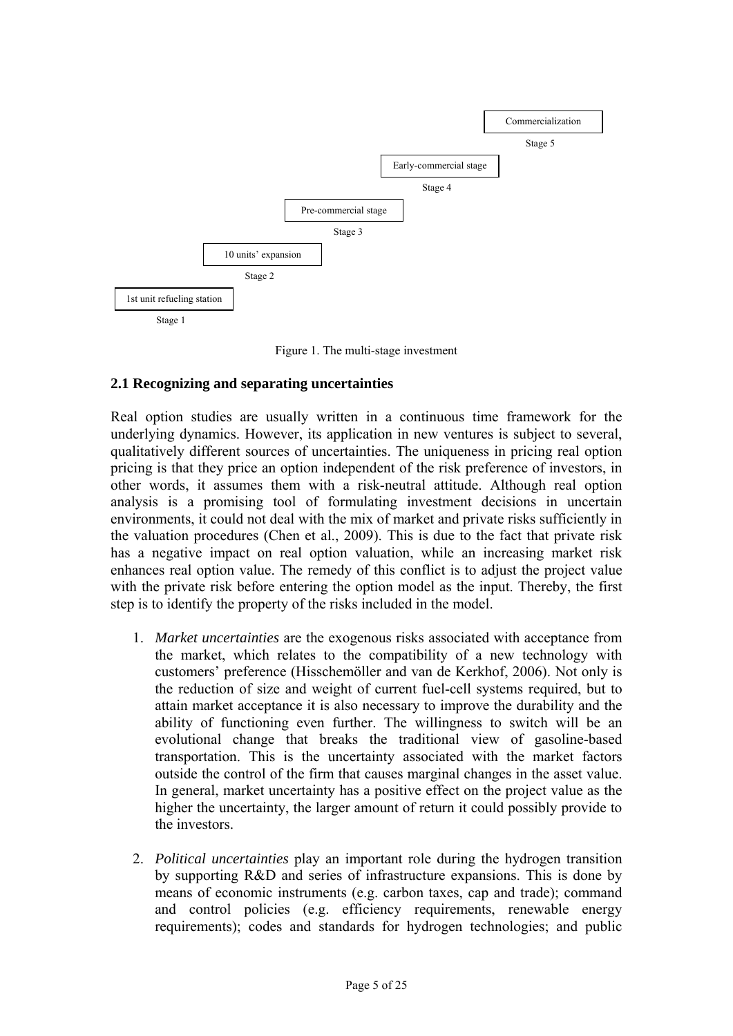Commercialization

Stage 5

Early-commercial stage

Stage 4

Pre-commercial stage

Stage 3

10 units' expansion

Stage 2

1st unit refueling station

Stage 1

Figure 1. The multi-stage investment

### 2.1 Recognizing and separating uncertainties

Real option studies are usually written in a continuous time framework for the underlying dynamics. However, its application in new ventures is subject to several, qualitatively different sources of uncertainties. The uniqueness in pricing real option pricing is that they price an option independent of the risk preference of investors, in other words, it assumes them with a risk-neutral attitude. Although real option analysis is a promising tool of formulating investment decisions in uncertain environments, it could not deal with the mix of market and private risks sufficiently in the valuation procedures (Chen et al., 2009). This is due to the fact that private risk has a negative impact on real option valuation, while an increasing market risk enhances real option value. The remedy of this conflict is to adjust the project value with the private risk before entering the option model as the input. Thereby, the first step is to identify the property of the risks included in the model.

1. *Market uncertainties* are the exogenous risks associated with acceptance from the market, which relates to the compatibility of a new technology with customers' preference (Hisschemöller and van de Kerkhof, 2006). Not only is the reduction of size and weight of current fuel-cell systems required, but to attain market acceptance it is also necessary to improve the durability and the ability of functioning even further. The willingness to switch will be an evolutional change that breaks the traditional view of gasoline-based transportation. This is the uncertainty associated with the market factors outside the control of the firm that causes marginal changes in the asset value. In general, market uncertainty has a positive effect on the project value as the higher the uncertainty, the larger amount of return it could possibly provide to the investors.

2. *Political uncertainties* play an important role during the hydrogen transition by supporting R&D and series of infrastructure expansions. This is done by means of economic instruments (e.g. carbon taxes, cap and trade); command and control policies (e.g. efficiency requirements, renewable energy requirements); codes and standards for hydrogen technologies; and public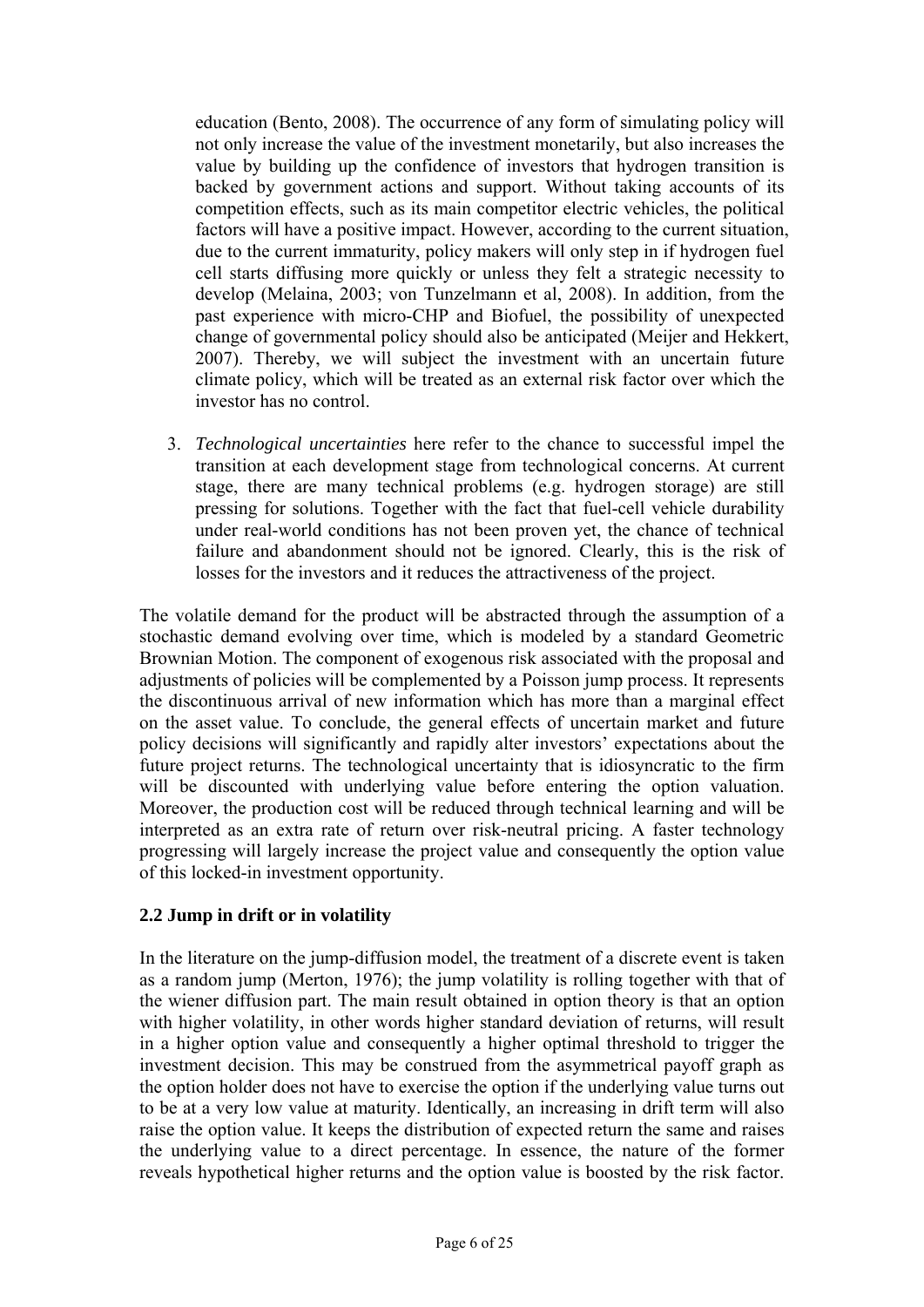education (Bento, 2008). The occurrence of any form of simulating policy will not only increase the value of the investment monetarily, but also increases the value by building up the confidence of investors that hydrogen transition is backed by government actions and support. Without taking accounts of its competition effects, such as its main competitor electric vehicles, the political factors will have a positive impact. However, according to the current situation, due to the current immaturity, policy makers will only step in if hydrogen fuel cell starts diffusing more quickly or unless they felt a strategic necessity to develop (Melaina, 2003; von Tunzelmann et al, 2008). In addition, from the past experience with micro-CHP and Biofuel, the possibility of unexpected change of governmental policy should also be anticipated (Meijer and Hekkert, 2007). Thereby, we will subject the investment with an uncertain future climate policy, which will be treated as an external risk factor over which the investor has no control.

3. *Technological uncertainties* here refer to the chance to successful impel the transition at each development stage from technological concerns. At current stage, there are many technical problems (e.g. hydrogen storage) are still pressing for solutions. Together with the fact that fuel-cell vehicle durability under real-world conditions has not been proven yet, the chance of technical failure and abandonment should not be ignored. Clearly, this is the risk of losses for the investors and it reduces the attractiveness of the project.

The volatile demand for the product will be abstracted through the assumption of a stochastic demand evolving over time, which is modeled by a standard Geometric Brownian Motion. The component of exogenous risk associated with the proposal and adjustments of policies will be complemented by a Poisson jump process. It represents the discontinuous arrival of new information which has more than a marginal effect on the asset value. To conclude, the general effects of uncertain market and future policy decisions will significantly and rapidly alter investors' expectations about the future project returns. The technological uncertainty that is idiosyncratic to the firm will be discounted with underlying value before entering the option valuation. Moreover, the production cost will be reduced through technical learning and will be interpreted as an extra rate of return over risk-neutral pricing. A faster technology progressing will largely increase the project value and consequently the option value of this locked-in investment opportunity.

### 2.2 Jump in drift or in volatility

In the literature on the jump-diffusion model, the treatment of a discrete event is taken as a random jump (Merton, 1976); the jump volatility is rolling together with that of the wiener diffusion part. The main result obtained in option theory is that an option with higher volatility, in other words higher standard deviation of returns, will result in a higher option value and consequently a higher optimal threshold to trigger the investment decision. This may be construed from the asymmetrical payoff graph as the option holder does not have to exercise the option if the underlying value turns out to be at a very low value at maturity. Identically, an increasing in drift term will also raise the option value. It keeps the distribution of expected return the same and raises the underlying value to a direct percentage. In essence, the nature of the former reveals hypothetical higher returns and the option value is boosted by the risk factor.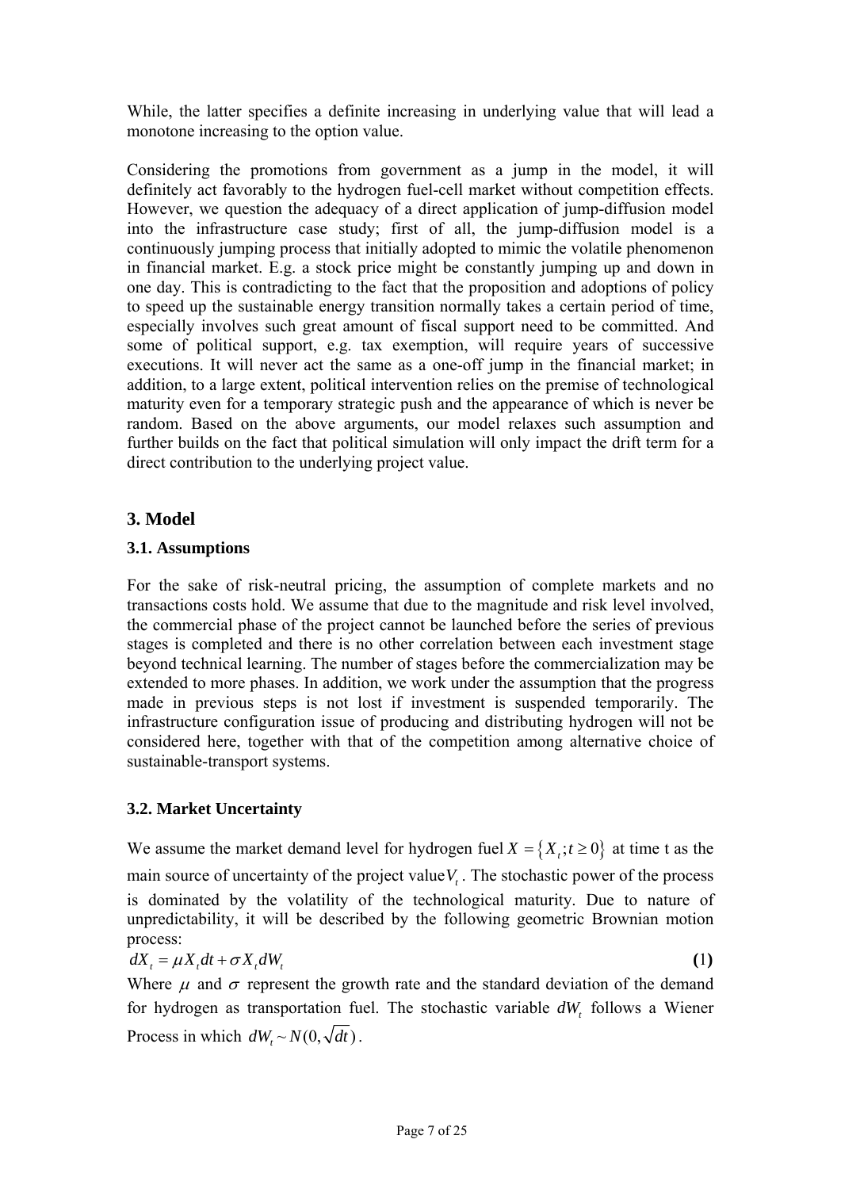While, the latter specifies a definite increasing in underlying value that will lead a monotone increasing to the option value.

Considering the promotions from government as a jump in the model, it will definitely act favorably to the hydrogen fuel-cell market without competition effects. However, we question the adequacy of a direct application of jump-diffusion model into the infrastructure case study; first of all, the jump-diffusion model is a continuously jumping process that initially adopted to mimic the volatile phenomenon in financial market. E.g. a stock price might be constantly jumping up and down in one day. This is contradicting to the fact that the proposition and adoptions of policy to speed up the sustainable energy transition normally takes a certain period of time, especially involves such great amount of fiscal support need to be committed. And some of political support, e.g. tax exemption, will require years of successive executions. It will never act the same as a one-off jump in the financial market; in addition, to a large extent, political intervention relies on the premise of technological maturity even for a temporary strategic push and the appearance of which is never be random. Based on the above arguments, our model relaxes such assumption and further builds on the fact that political simulation will only impact the drift term for a direct contribution to the underlying project value.

## 3. Model

### 3.1. Assumptions

For the sake of risk-neutral pricing, the assumption of complete markets and no transactions costs hold. We assume that due to the magnitude and risk level involved, the commercial phase of the project cannot be launched before the series of previous stages is completed and there is no other correlation between each investment stage beyond technical learning. The number of stages before the commercialization may be extended to more phases. In addition, we work under the assumption that the progress made in previous steps is not lost if investment is suspended temporarily. The infrastructure configuration issue of producing and distributing hydrogen will not be considered here, together with that of the competition among alternative choice of sustainable-transport systems.

### 3.2. Market Uncertainty

We assume the market demand level for hydrogen fuel $X = \{X_t; t \geq 0\}$ at time t as the main source of uncertainty of the project value $V_t$. The stochastic power of the process is dominated by the volatility of the technological maturity. Due to nature of unpredictability, it will be described by the following geometric Brownian motion process:

$$dX_t = \mu X_t dt + \sigma X_t dW_t \qquad \textbf{(1)}$$

Where $\mu$ and $\sigma$ represent the growth rate and the standard deviation of the demand for hydrogen as transportation fuel. The stochastic variable $dW_t$ follows a Wiener Process in which $dW_t \sim N(0, \sqrt{dt})$.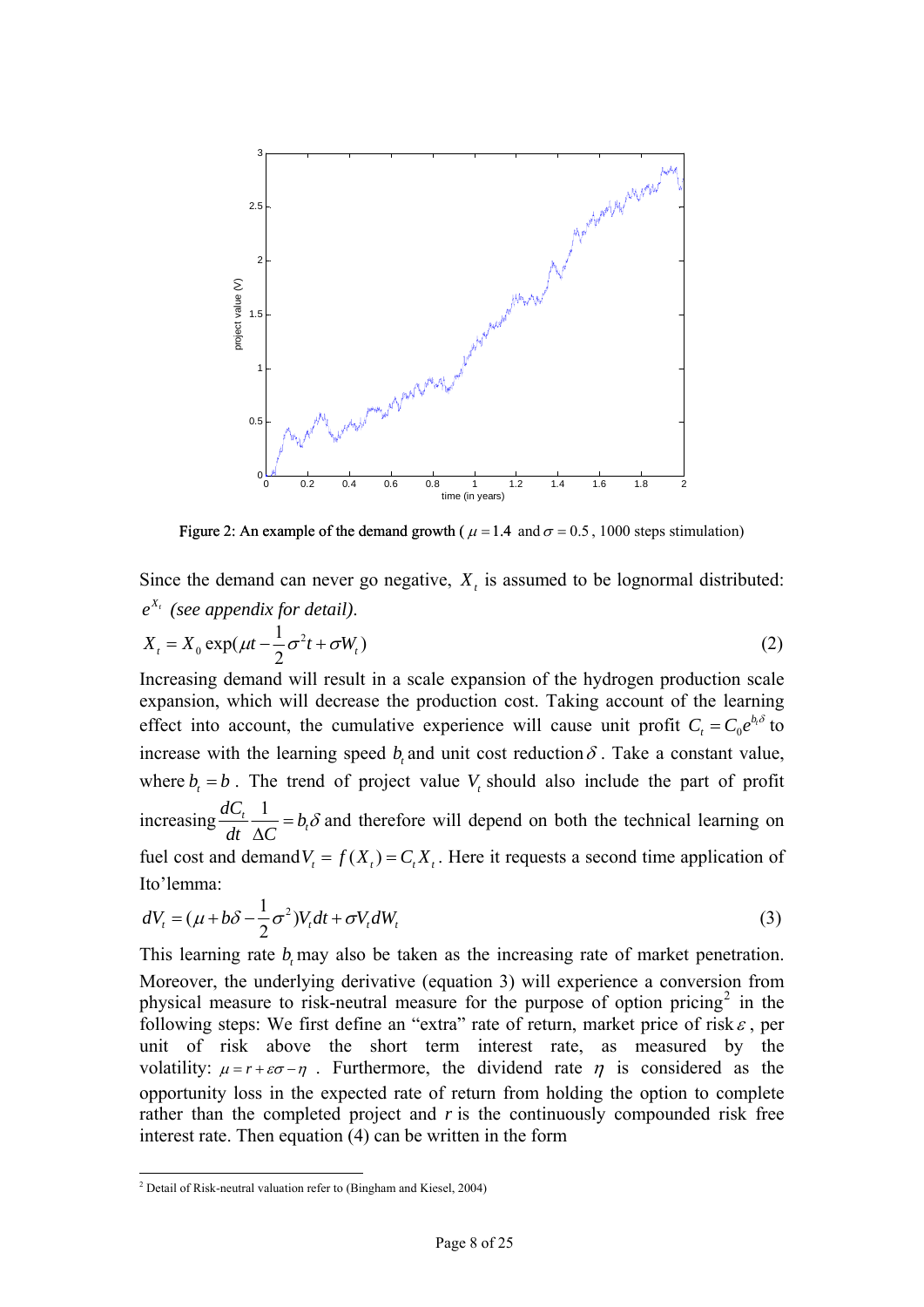Figure 2: An example of the demand growth ( $\mu = 1.4$ and $\sigma = 0.5$ , 1000 steps stimulation)

Since the demand can never go negative, $X_t$ is assumed to be lognormal distributed: $e^{X_t}$ *(see appendix for detail).*

$$X_t = X_0 \exp(\mu t - \frac{1}{2}\sigma^2 t + \sigma W_t) \tag{2}$$

Increasing demand will result in a scale expansion of the hydrogen production scale expansion, which will decrease the production cost. Taking account of the learning effect into account, the cumulative experience will cause unit profit $C_t = C_0 e^{b_t \delta}$ to increase with the learning speed $b_t$ and unit cost reduction $\delta$. Take a constant value, where $b_t = b$. The trend of project value $V_t$ should also include the part of profit increasing $\frac{dC_t}{dt}\frac{1}{\Delta C} = b_t \delta$ and therefore will depend on both the technical learning on fuel cost and demand $V_t = f(X_t) = C_t X_t$. Here it requests a second time application of Ito'lemma:

$$dV_t = (\mu + b\delta - \frac{1}{2}\sigma^2)V_t dt + \sigma V_t dW_t \tag{3}$$

This learning rate $b_t$ may also be taken as the increasing rate of market penetration. Moreover, the underlying derivative (equation 3) will experience a conversion from physical measure to risk-neutral measure for the purpose of option pricing[2] in the following steps: We first define an "extra" rate of return, market price of risk $\varepsilon$, per unit of risk above the short term interest rate, as measured by the volatility: $\mu = r + \varepsilon\sigma - \eta$ . Furthermore, the dividend rate $\eta$ is considered as the opportunity loss in the expected rate of return from holding the option to complete rather than the completed project and $r$ is the continuously compounded risk free interest rate. Then equation (4) can be written in the form

[2] Detail of Risk-neutral valuation refer to (Bingham and Kiesel, 2004)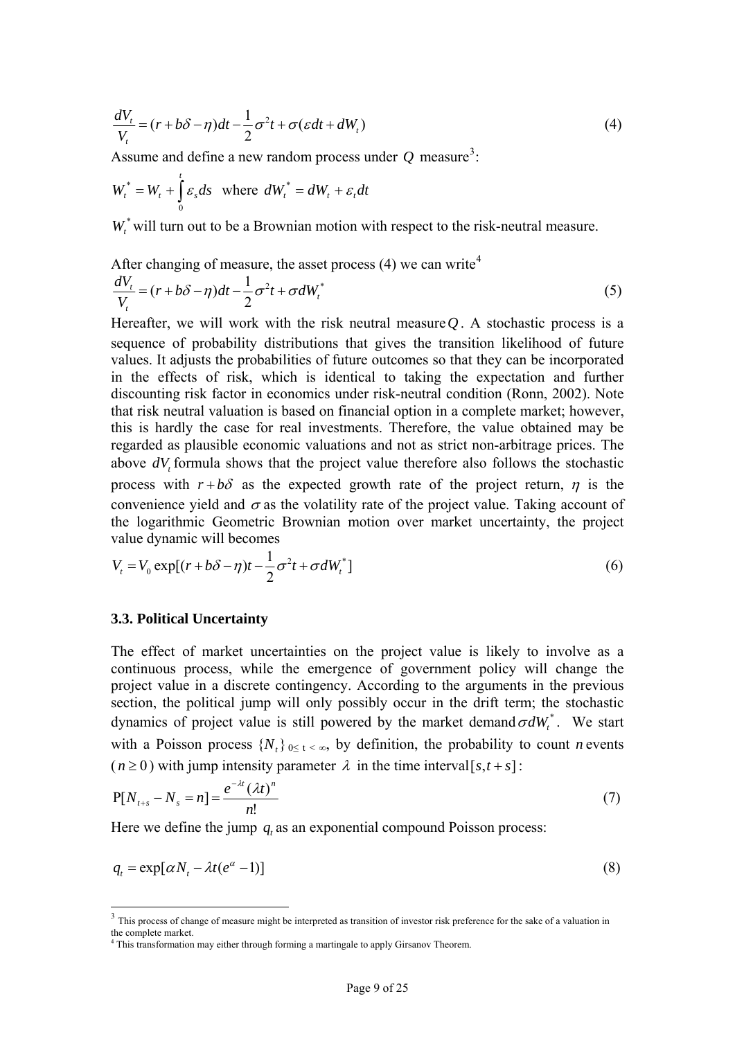$$\frac{dV_t}{V_t} = (r + b\delta - \eta)dt - \frac{1}{2}\sigma^2 t + \sigma(\varepsilon dt + dW_t) \tag{4}$$

Assume and define a new random process under $Q$ measure[3]:

$$W_t^* = W_t + \int_0^t \varepsilon_s ds \quad \text{where } dW_t^* = dW_t + \varepsilon_t dt$$

$W_t^*$ will turn out to be a Brownian motion with respect to the risk-neutral measure.

After changing of measure, the asset process (4) we can write[4]

$$\frac{dV_t}{V_t} = (r + b\delta - \eta)dt - \frac{1}{2}\sigma^2 t + \sigma dW_t^* \tag{5}$$

Hereafter, we will work with the risk neutral measure $Q$. A stochastic process is a sequence of probability distributions that gives the transition likelihood of future values. It adjusts the probabilities of future outcomes so that they can be incorporated in the effects of risk, which is identical to taking the expectation and further discounting risk factor in economics under risk-neutral condition (Ronn, 2002). Note that risk neutral valuation is based on financial option in a complete market; however, this is hardly the case for real investments. Therefore, the value obtained may be regarded as plausible economic valuations and not as strict non-arbitrage prices. The above $dV_t$ formula shows that the project value therefore also follows the stochastic process with $r + b\delta$ as the expected growth rate of the project return, $\eta$ is the convenience yield and $\sigma$ as the volatility rate of the project value. Taking account of the logarithmic Geometric Brownian motion over market uncertainty, the project value dynamic will becomes

$$V_t = V_0 \exp[(r + b\delta - \eta)t - \frac{1}{2}\sigma^2 t + \sigma dW_t^*] \tag{6}$$

### 3.3. Political Uncertainty

The effect of market uncertainties on the project value is likely to involve as a continuous process, while the emergence of government policy will change the project value in a discrete contingency. According to the arguments in the previous section, the political jump will only possibly occur in the drift term; the stochastic dynamics of project value is still powered by the market demand $\sigma dW_t^*$. We start with a Poisson process $\{N_t\}_{0 \le t < \infty}$, by definition, the probability to count $n$ events ($n \ge 0$) with jump intensity parameter $\lambda$ in the time interval $[s, t+s]$:

$$\text{P}[N_{t+s} - N_s = n] = \frac{e^{-\lambda t}(\lambda t)^n}{n!} \tag{7}$$

Here we define the jump $q_t$ as an exponential compound Poisson process:

$$q_t = \exp[\alpha N_t - \lambda t(e^{\alpha} - 1)] \tag{8}$$

---

[3] This process of change of measure might be interpreted as transition of investor risk preference for the sake of a valuation in the complete market.

[4] This transformation may either through forming a martingale to apply Girsanov Theorem.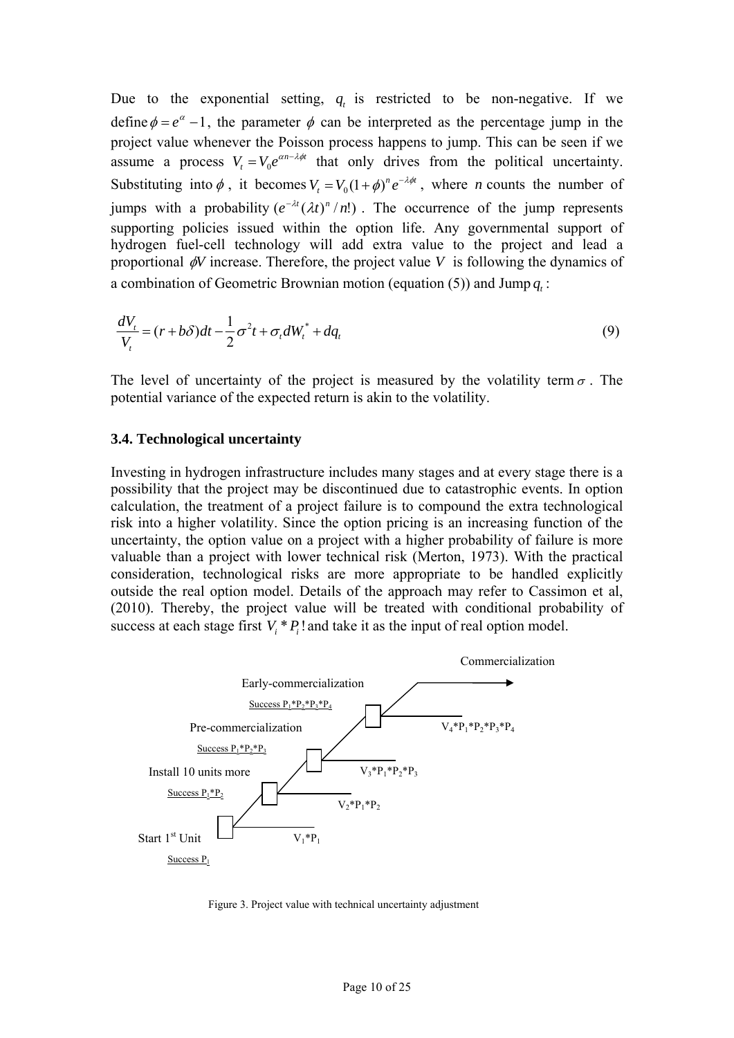Due to the exponential setting, $q_t$ is restricted to be non-negative. If we define $\phi = e^{\alpha} - 1$, the parameter $\phi$ can be interpreted as the percentage jump in the project value whenever the Poisson process happens to jump. This can be seen if we assume a process $V_t = V_0 e^{\alpha n - \lambda\phi t}$ that only drives from the political uncertainty. Substituting into $\phi$, it becomes $V_t = V_0(1+\phi)^n e^{-\lambda\phi t}$, where $n$ counts the number of jumps with a probability $(e^{-\lambda t}(\lambda t)^n / n!)$. The occurrence of the jump represents supporting policies issued within the option life. Any governmental support of hydrogen fuel-cell technology will add extra value to the project and lead a proportional $\phi V$ increase. Therefore, the project value $V$ is following the dynamics of a combination of Geometric Brownian motion (equation (5)) and Jump $q_t$:

$$\frac{dV_t}{V_t} = (r + b\delta)dt - \frac{1}{2}\sigma^2 t + \sigma_t dW_t^* + dq_t \tag{9}$$

The level of uncertainty of the project is measured by the volatility term $\sigma$. The potential variance of the expected return is akin to the volatility.

### 3.4. Technological uncertainty

Investing in hydrogen infrastructure includes many stages and at every stage there is a possibility that the project may be discontinued due to catastrophic events. In option calculation, the treatment of a project failure is to compound the extra technological risk into a higher volatility. Since the option pricing is an increasing function of the uncertainty, the option value on a project with a higher probability of failure is more valuable than a project with lower technical risk (Merton, 1973). With the practical consideration, technological risks are more appropriate to be handled explicitly outside the real option model. Details of the approach may refer to Cassimon et al, (2010). Thereby, the project value will be treated with conditional probability of success at each stage first $V_i * P_i!$ and take it as the input of real option model.

Commercialization

Early-commercialization

Success $P_1*P_2*P_3*P_4$

Pre-commercialization

$V_4*P_1*P_2*P_3*P_4$

Success $P_1*P_2*P_3$

Install 10 units more

$V_3*P_1*P_2*P_3$

Success $P_1*P_2$

$V_2*P_1*P_2$

Start 1st Unit

$V_1*P_1$

Success $P_1$

Figure 3. Project value with technical uncertainty adjustment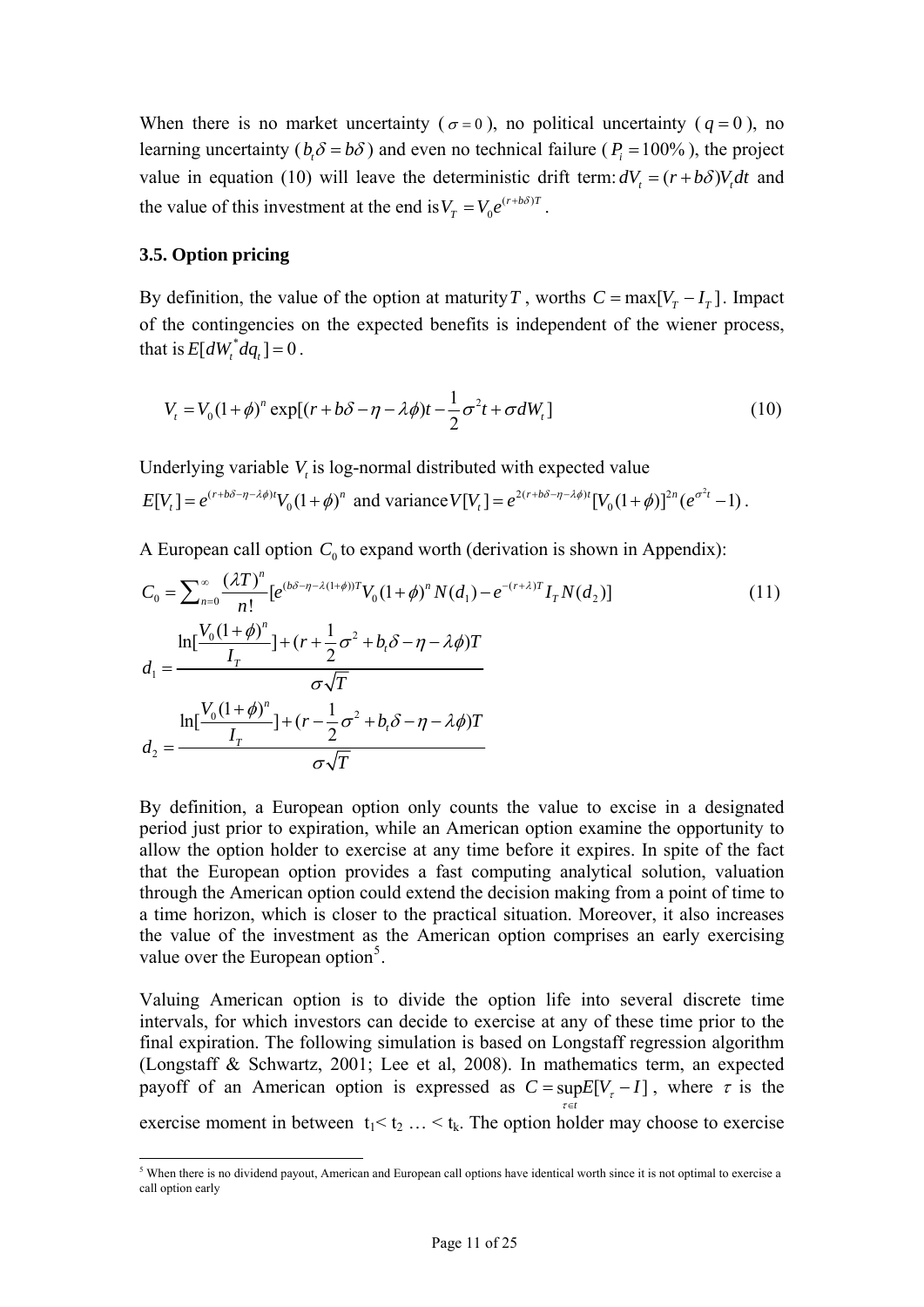When there is no market uncertainty ( $\sigma = 0$ ), no political uncertainty ( $q = 0$ ), no learning uncertainty ( $b_t\delta = b\delta$ ) and even no technical failure ( $P_i = 100\%$ ), the project value in equation (10) will leave the deterministic drift term: $dV_t = (r + b\delta)V_t dt$ and the value of this investment at the end is $V_T = V_0 e^{(r+b\delta)T}$ .

### 3.5. Option pricing

By definition, the value of the option at maturity $T$ , worths $C = \max[V_T - I_T]$ . Impact of the contingencies on the expected benefits is independent of the wiener process, that is $E[dW_t^* dq_t] = 0$ .

$$V_t = V_0(1+\phi)^n \exp[(r + b\delta - \eta - \lambda\phi)t - \frac{1}{2}\sigma^2 t + \sigma dW_t] \tag{10}$$

Underlying variable $V_t$ is log-normal distributed with expected value

$E[V_t] = e^{(r+b\delta-\eta-\lambda\phi)t}V_0(1+\phi)^n$ and variance $V[V_t] = e^{2(r+b\delta-\eta-\lambda\phi)t}[V_0(1+\phi)]^{2n}(e^{\sigma^2 t} - 1)$ .

A European call option $C_0$ to expand worth (derivation is shown in Appendix):

$$C_0 = \sum_{n=0}^{\infty} \frac{(\lambda T)^n}{n!}[e^{(b\delta-\eta-\lambda(1+\phi))T}V_0(1+\phi)^n N(d_1) - e^{-(r+\lambda)T}I_T N(d_2)] \tag{11}$$

$$d_1 = \frac{\ln[\frac{V_0(1+\phi)^n}{I_T}] + (r + \frac{1}{2}\sigma^2 + b_t\delta - \eta - \lambda\phi)T}{\sigma\sqrt{T}}$$

$$d_2 = \frac{\ln[\frac{V_0(1+\phi)^n}{I_T}] + (r - \frac{1}{2}\sigma^2 + b_t\delta - \eta - \lambda\phi)T}{\sigma\sqrt{T}}$$

By definition, a European option only counts the value to excise in a designated period just prior to expiration, while an American option examine the opportunity to allow the option holder to exercise at any time before it expires. In spite of the fact that the European option provides a fast computing analytical solution, valuation through the American option could extend the decision making from a point of time to a time horizon, which is closer to the practical situation. Moreover, it also increases the value of the investment as the American option comprises an early exercising value over the European option[5].

Valuing American option is to divide the option life into several discrete time intervals, for which investors can decide to exercise at any of these time prior to the final expiration. The following simulation is based on Longstaff regression algorithm (Longstaff & Schwartz, 2001; Lee et al, 2008). In mathematics term, an expected payoff of an American option is expressed as $C = \sup_{\tau \in t} E[V_\tau - I]$ , where $\tau$ is the exercise moment in between $t_1 < t_2 \ldots < t_k$. The option holder may choose to exercise

---

[5] When there is no dividend payout, American and European call options have identical worth since it is not optimal to exercise a call option early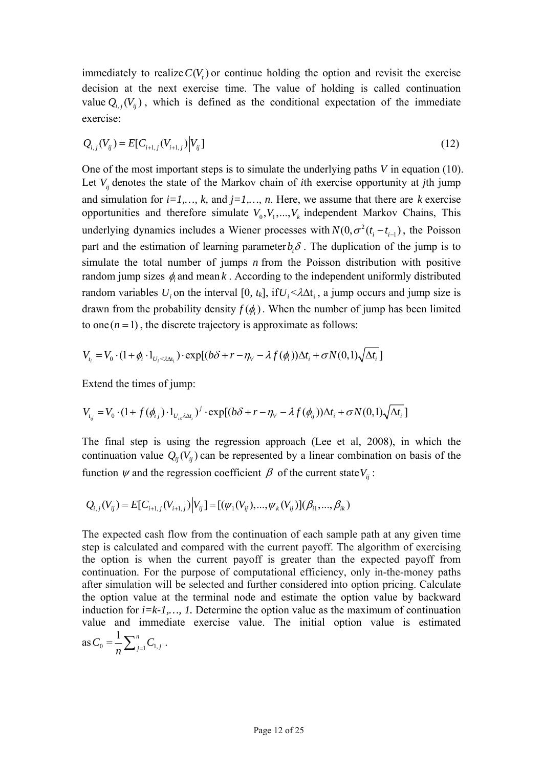immediately to realize $C(V_t)$ or continue holding the option and revisit the exercise decision at the next exercise time. The value of holding is called continuation value $Q_{i,j}(V_{ij})$, which is defined as the conditional expectation of the immediate exercise:

$$Q_{i,j}(V_{ij}) = E[C_{i+1,j}(V_{i+1,j}) | V_{ij}] \tag{12}$$

One of the most important steps is to simulate the underlying paths *V* in equation (10). Let $V_{ij}$ denotes the state of the Markov chain of *i*th exercise opportunity at *j*th jump and simulation for *i=1,…, k,* and *j=1,…, n*. Here, we assume that there are *k* exercise opportunities and therefore simulate $V_0, V_1, ..., V_k$ independent Markov Chains, This underlying dynamics includes a Wiener processes with $N(0, \sigma^2(t_i - t_{i-1})$, the Poisson part and the estimation of learning parameter $b_t \delta$. The duplication of the jump is to simulate the total number of jumps *n* from the Poisson distribution with positive random jump sizes $\phi_i$ and mean $k$. According to the independent uniformly distributed random variables $U_i$ on the interval [0, $t_k$], if $U_i < \lambda \Delta t_i$, a jump occurs and jump size is drawn from the probability density $f(\phi_i)$. When the number of jump has been limited to one $(n = 1)$, the discrete trajectory is approximate as follows:

$$V_{t_i} = V_0 \cdot (1 + \phi_i \cdot 1_{U_i < \lambda \Delta t_i}) \cdot \exp[(b\delta + r - \eta_V - \lambda f(\phi_i))\Delta t_i + \sigma N(0,1)\sqrt{\Delta t_i}\,]$$

Extend the times of jump:

$$V_{t_{ij}} = V_0 \cdot (1 + f(\phi_{ij}) \cdot 1_{U_{ij} \leq \lambda \Delta t_i})^j \cdot \exp[(b\delta + r - \eta_V - \lambda f(\phi_{ij}))\Delta t_i + \sigma N(0,1)\sqrt{\Delta t_i}\,]$$

The final step is using the regression approach (Lee et al, 2008), in which the continuation value $Q_{ij}(V_{ij})$ can be represented by a linear combination on basis of the function $\psi$ and the regression coefficient $\beta$ of the current state $V_{ij}$:

$$Q_{i,j}(V_{ij}) = E[C_{i+1,j}(V_{i+1,j}) | V_{ij}] = [(\psi_1(V_{ij}), ..., \psi_k(V_{ij})](\beta_{i1}, ..., \beta_{ik})$$

The expected cash flow from the continuation of each sample path at any given time step is calculated and compared with the current payoff. The algorithm of exercising the option is when the current payoff is greater than the expected payoff from continuation. For the purpose of computational efficiency, only in-the-money paths after simulation will be selected and further considered into option pricing. Calculate the option value at the terminal node and estimate the option value by backward induction for *i=k-1,…, 1.* Determine the option value as the maximum of continuation value and immediate exercise value. The initial option value is estimated as $C_0 = \frac{1}{n}\sum_{j=1}^{n} C_{1,j}$.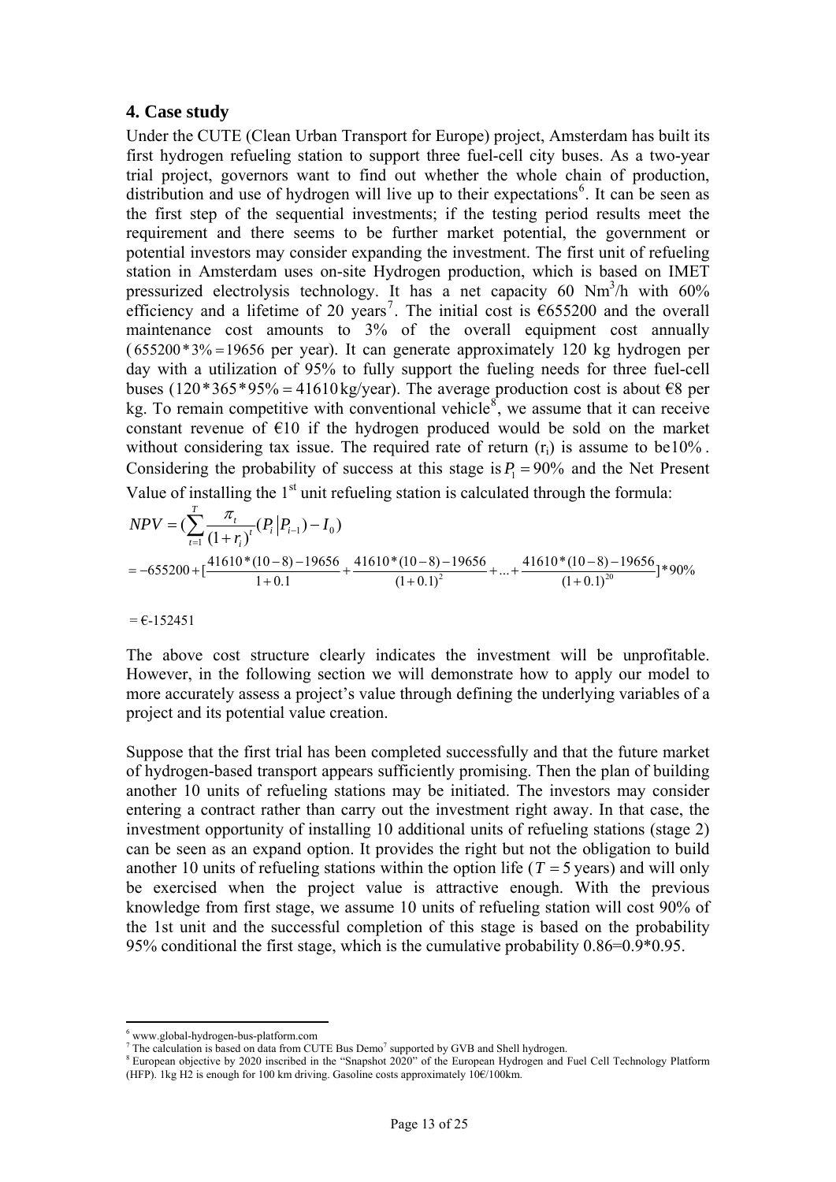## 4. Case study

Under the CUTE (Clean Urban Transport for Europe) project, Amsterdam has built its first hydrogen refueling station to support three fuel-cell city buses. As a two-year trial project, governors want to find out whether the whole chain of production, distribution and use of hydrogen will live up to their expectations[6]. It can be seen as the first step of the sequential investments; if the testing period results meet the requirement and there seems to be further market potential, the government or potential investors may consider expanding the investment. The first unit of refueling station in Amsterdam uses on-site Hydrogen production, which is based on IMET pressurized electrolysis technology. It has a net capacity 60 $Nm^3/h$ with 60% efficiency and a lifetime of 20 years[7]. The initial cost is €655200 and the overall maintenance cost amounts to 3% of the overall equipment cost annually ($655200 * 3\% = 19656$ per year). It can generate approximately 120 kg hydrogen per day with a utilization of 95% to fully support the fueling needs for three fuel-cell buses ($120 * 365 * 95\% = 41610$ kg/year). The average production cost is about €8 per kg. To remain competitive with conventional vehicle[8], we assume that it can receive constant revenue of €10 if the hydrogen produced would be sold on the market without considering tax issue. The required rate of return ($r_i$) is assume to be $10\%$. Considering the probability of success at this stage is $P_1 = 90\%$ and the Net Present Value of installing the 1st unit refueling station is calculated through the formula:

$$NPV = (\sum_{t=1}^{T} \frac{\pi_t}{(1+r_i)^t} (P_i | P_{i-1}) - I_0)$$

$$= -655200 + [\frac{41610*(10-8)-19656}{1+0.1} + \frac{41610*(10-8)-19656}{(1+0.1)^2} + ... + \frac{41610*(10-8)-19656}{(1+0.1)^{20}}]*90\%$$

$= €\text{-}152451$

The above cost structure clearly indicates the investment will be unprofitable. However, in the following section we will demonstrate how to apply our model to more accurately assess a project's value through defining the underlying variables of a project and its potential value creation.

Suppose that the first trial has been completed successfully and that the future market of hydrogen-based transport appears sufficiently promising. Then the plan of building another 10 units of refueling stations may be initiated. The investors may consider entering a contract rather than carry out the investment right away. In that case, the investment opportunity of installing 10 additional units of refueling stations (stage 2) can be seen as an expand option. It provides the right but not the obligation to build another 10 units of refueling stations within the option life ($T = 5$ years) and will only be exercised when the project value is attractive enough. With the previous knowledge from first stage, we assume 10 units of refueling station will cost 90% of the 1st unit and the successful completion of this stage is based on the probability 95% conditional the first stage, which is the cumulative probability 0.86=0.9*0.95.

---

[6] www.global-hydrogen-bus-platform.com

[7] The calculation is based on data from CUTE Bus Demo[7] supported by GVB and Shell hydrogen.

[8] European objective by 2020 inscribed in the "Snapshot 2020" of the European Hydrogen and Fuel Cell Technology Platform (HFP). 1kg H2 is enough for 100 km driving. Gasoline costs approximately 10€/100km.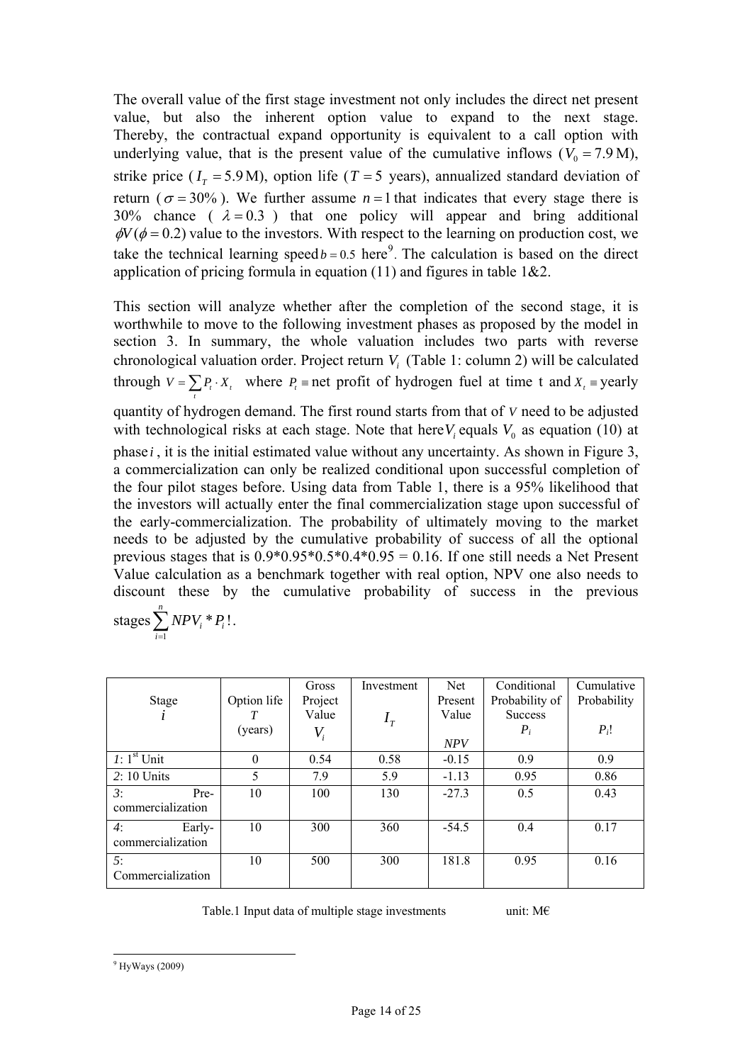The overall value of the first stage investment not only includes the direct net present value, but also the inherent option value to expand to the next stage. Thereby, the contractual expand opportunity is equivalent to a call option with underlying value, that is the present value of the cumulative inflows ($V_0 = 7.9$ M), strike price ($I_T = 5.9$ M), option life ($T = 5$ years), annualized standard deviation of return ($\sigma = 30\%$). We further assume $n = 1$ that indicates that every stage there is 30% chance ($\lambda = 0.3$) that one policy will appear and bring additional $\phi V (\phi = 0.2)$ value to the investors. With respect to the learning on production cost, we take the technical learning speed $b = 0.5$ here[9]. The calculation is based on the direct application of pricing formula in equation (11) and figures in table 1&2.

This section will analyze whether after the completion of the second stage, it is worthwhile to move to the following investment phases as proposed by the model in section 3. In summary, the whole valuation includes two parts with reverse chronological valuation order. Project return $V_i$ (Table 1: column 2) will be calculated through $V = \sum_t P_t \cdot X_t$ where $P_t \equiv$ net profit of hydrogen fuel at time t and $X_t \equiv$ yearly quantity of hydrogen demand. The first round starts from that of $V$ need to be adjusted with technological risks at each stage. Note that here $V_i$ equals $V_0$ as equation (10) at phase $i$, it is the initial estimated value without any uncertainty. As shown in Figure 3, a commercialization can only be realized conditional upon successful completion of the four pilot stages before. Using data from Table 1, there is a 95% likelihood that the investors will actually enter the final commercialization stage upon successful of the early-commercialization. The probability of ultimately moving to the market needs to be adjusted by the cumulative probability of success of all the optional previous stages that is 0.9*0.95*0.5*0.4*0.95 = 0.16. If one still needs a Net Present Value calculation as a benchmark together with real option, NPV one also needs to discount these by the cumulative probability of success in the previous stages $\sum_{i=1}^{n} NPV_i * P_i!$.

| Stage $i$ | Option life $T$ (years) | Gross Project Value $V_i$ | Investment $I_T$ | Net Present Value *NPV* | Conditional Probability of Success $P_i$ | Cumulative Probability $P_i!$ |
|---|---|---|---|---|---|---|
| *1*: 1st Unit | 0 | 0.54 | 0.58 | -0.15 | 0.9 | 0.9 |
| *2*: 10 Units | 5 | 7.9 | 5.9 | -1.13 | 0.95 | 0.86 |
| *3*: Pre-commercialization | 10 | 100 | 130 | -27.3 | 0.5 | 0.43 |
| *4*: Early-commercialization | 10 | 300 | 360 | -54.5 | 0.4 | 0.17 |
| *5*: Commercialization | 10 | 500 | 300 | 181.8 | 0.95 | 0.16 |

Table.1 Input data of multiple stage investments unit: M€

[9] HyWays (2009)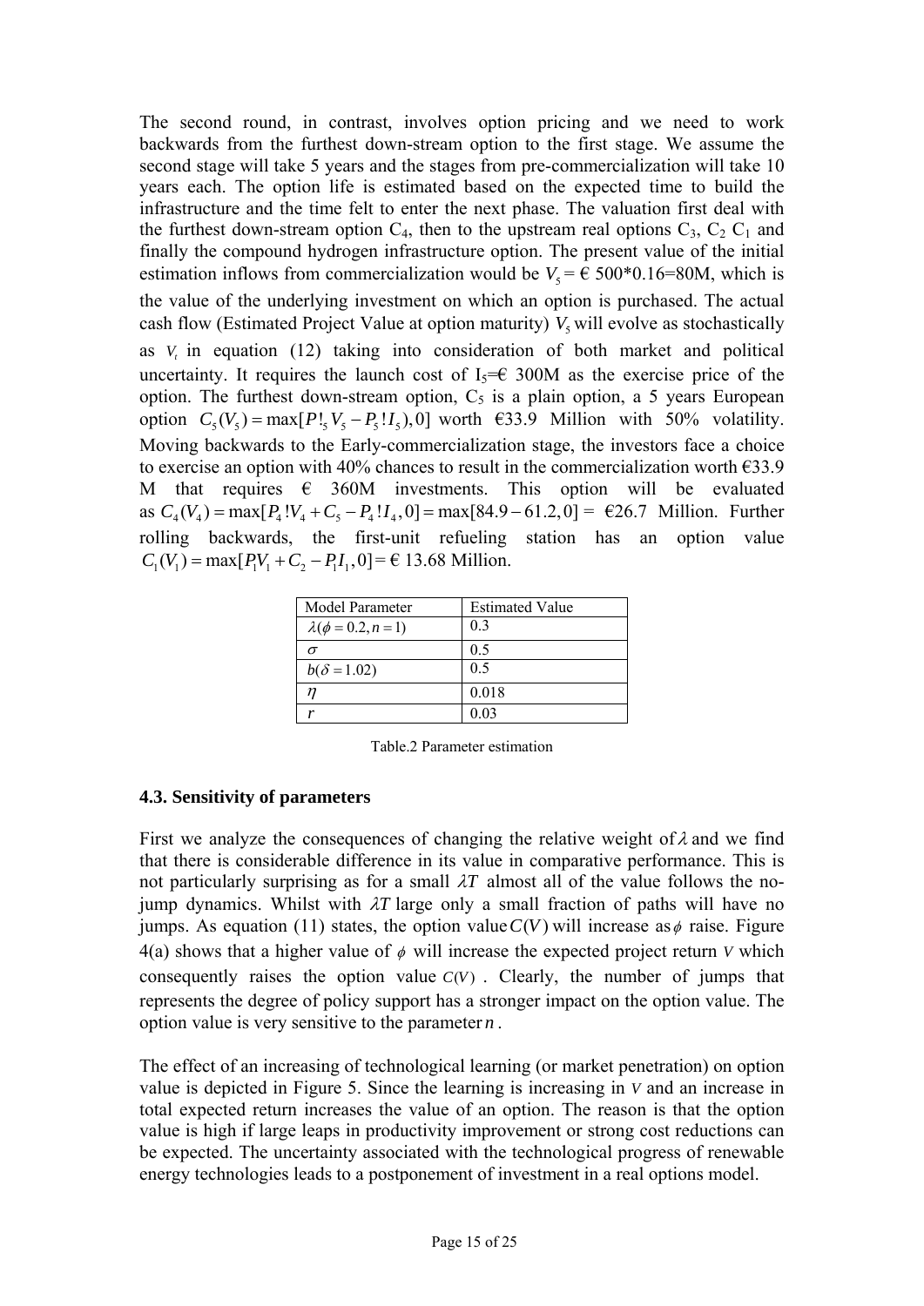The second round, in contrast, involves option pricing and we need to work backwards from the furthest down-stream option to the first stage. We assume the second stage will take 5 years and the stages from pre-commercialization will take 10 years each. The option life is estimated based on the expected time to build the infrastructure and the time felt to enter the next phase. The valuation first deal with the furthest down-stream option $C_4$, then to the upstream real options $C_3$, $C_2$ $C_1$ and finally the compound hydrogen infrastructure option. The present value of the initial estimation inflows from commercialization would be $V_5$ = € 500*0.16=80M, which is the value of the underlying investment on which an option is purchased. The actual cash flow (Estimated Project Value at option maturity) $V_5$ will evolve as stochastically as $V_t$ in equation (12) taking into consideration of both market and political uncertainty. It requires the launch cost of $I_5$=€ 300M as the exercise price of the option. The furthest down-stream option, $C_5$ is a plain option, a 5 years European option $C_5(V_5) = \max[P!_5 V_5 - P_5!I_5), 0]$ worth €33.9 Million with 50% volatility. Moving backwards to the Early-commercialization stage, the investors face a choice to exercise an option with 40% chances to result in the commercialization worth €33.9 M that requires € 360M investments. This option will be evaluated as $C_4(V_4) = \max[P_4!V_4 + C_5 - P_4!I_4, 0] = \max[84.9 - 61.2, 0] =$ €26.7 Million. Further rolling backwards, the first-unit refueling station has an option value $C_1(V_1) = \max[P_1V_1 + C_2 - P_1I_1, 0] =$ € 13.68 Million.

| Model Parameter | Estimated Value |
| --- | --- |
| $\lambda(\phi = 0.2, n = 1)$ | 0.3 |
| $\sigma$ | 0.5 |
| $b(\delta = 1.02)$ | 0.5 |
| $\eta$ | 0.018 |
| $r$ | 0.03 |

Table.2 Parameter estimation

### 4.3. Sensitivity of parameters

First we analyze the consequences of changing the relative weight of $\lambda$ and we find that there is considerable difference in its value in comparative performance. This is not particularly surprising as for a small $\lambda T$ almost all of the value follows the no-jump dynamics. Whilst with $\lambda T$ large only a small fraction of paths will have no jumps. As equation (11) states, the option value $C(V)$ will increase as $\phi$ raise. Figure 4(a) shows that a higher value of $\phi$ will increase the expected project return $V$ which consequently raises the option value $C(V)$. Clearly, the number of jumps that represents the degree of policy support has a stronger impact on the option value. The option value is very sensitive to the parameter $n$.

The effect of an increasing of technological learning (or market penetration) on option value is depicted in Figure 5. Since the learning is increasing in $V$ and an increase in total expected return increases the value of an option. The reason is that the option value is high if large leaps in productivity improvement or strong cost reductions can be expected. The uncertainty associated with the technological progress of renewable energy technologies leads to a postponement of investment in a real options model.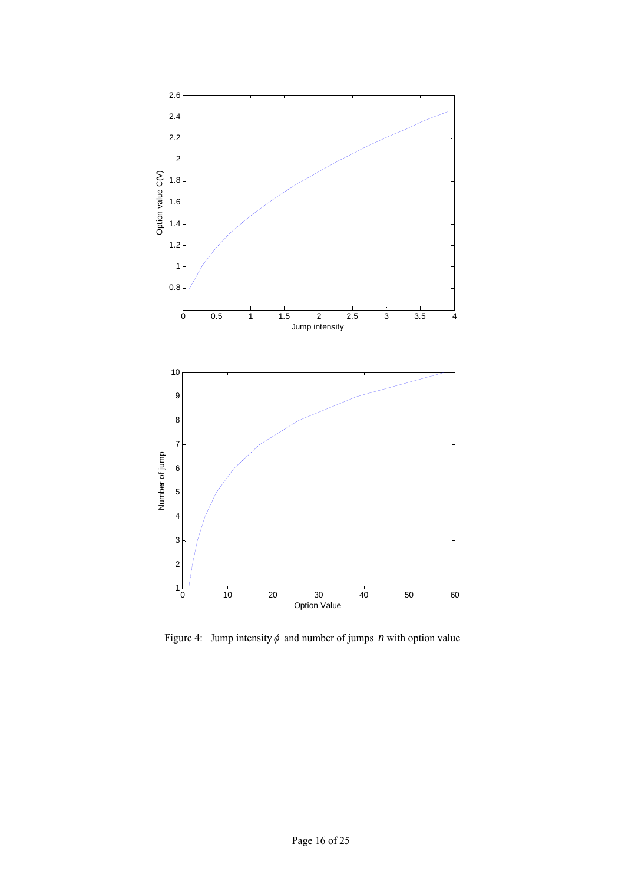Figure 4: Jump intensity $\phi$ and number of jumps $n$ with option value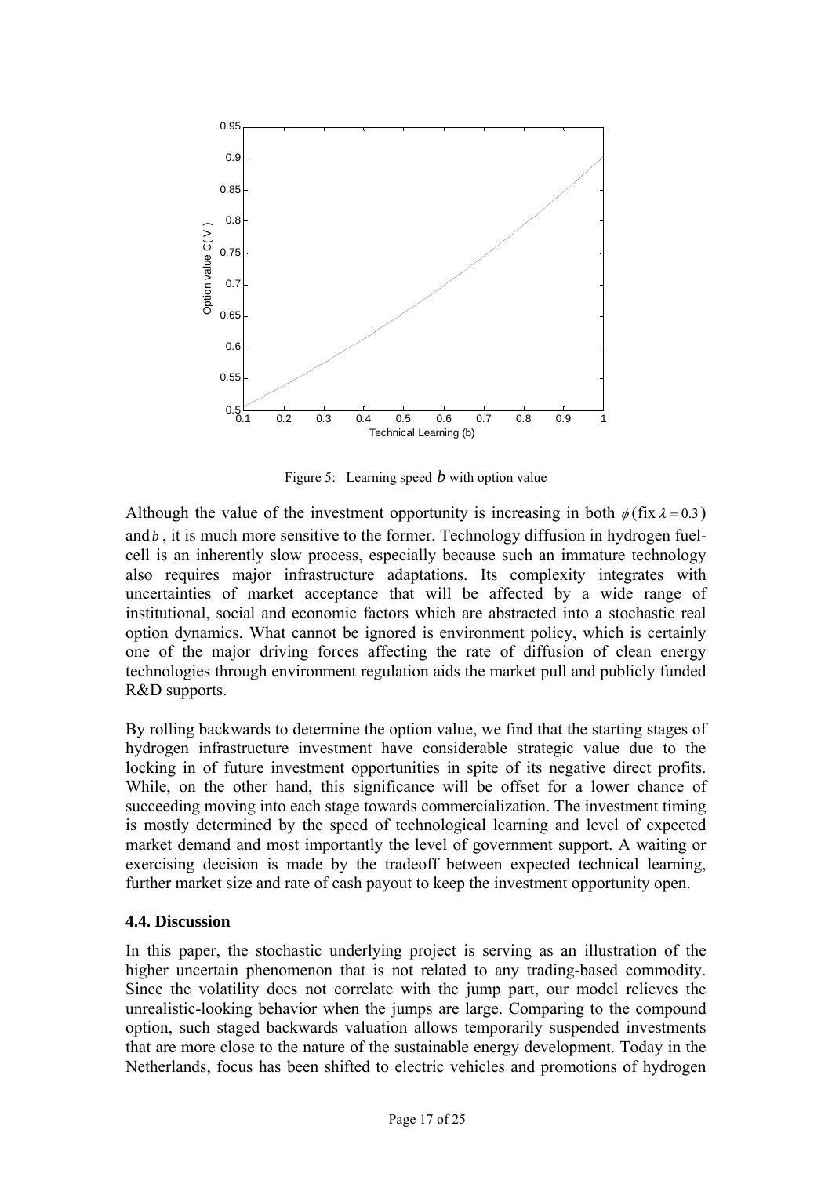Figure 5: Learning speed $b$ with option value

Although the value of the investment opportunity is increasing in both $\phi$ (fix $\lambda = 0.3$) and $b$, it is much more sensitive to the former. Technology diffusion in hydrogen fuel-cell is an inherently slow process, especially because such an immature technology also requires major infrastructure adaptations. Its complexity integrates with uncertainties of market acceptance that will be affected by a wide range of institutional, social and economic factors which are abstracted into a stochastic real option dynamics. What cannot be ignored is environment policy, which is certainly one of the major driving forces affecting the rate of diffusion of clean energy technologies through environment regulation aids the market pull and publicly funded R&D supports.

By rolling backwards to determine the option value, we find that the starting stages of hydrogen infrastructure investment have considerable strategic value due to the locking in of future investment opportunities in spite of its negative direct profits. While, on the other hand, this significance will be offset for a lower chance of succeeding moving into each stage towards commercialization. The investment timing is mostly determined by the speed of technological learning and level of expected market demand and most importantly the level of government support. A waiting or exercising decision is made by the tradeoff between expected technical learning, further market size and rate of cash payout to keep the investment opportunity open.

### 4.4. Discussion

In this paper, the stochastic underlying project is serving as an illustration of the higher uncertain phenomenon that is not related to any trading-based commodity. Since the volatility does not correlate with the jump part, our model relieves the unrealistic-looking behavior when the jumps are large. Comparing to the compound option, such staged backwards valuation allows temporarily suspended investments that are more close to the nature of the sustainable energy development. Today in the Netherlands, focus has been shifted to electric vehicles and promotions of hydrogen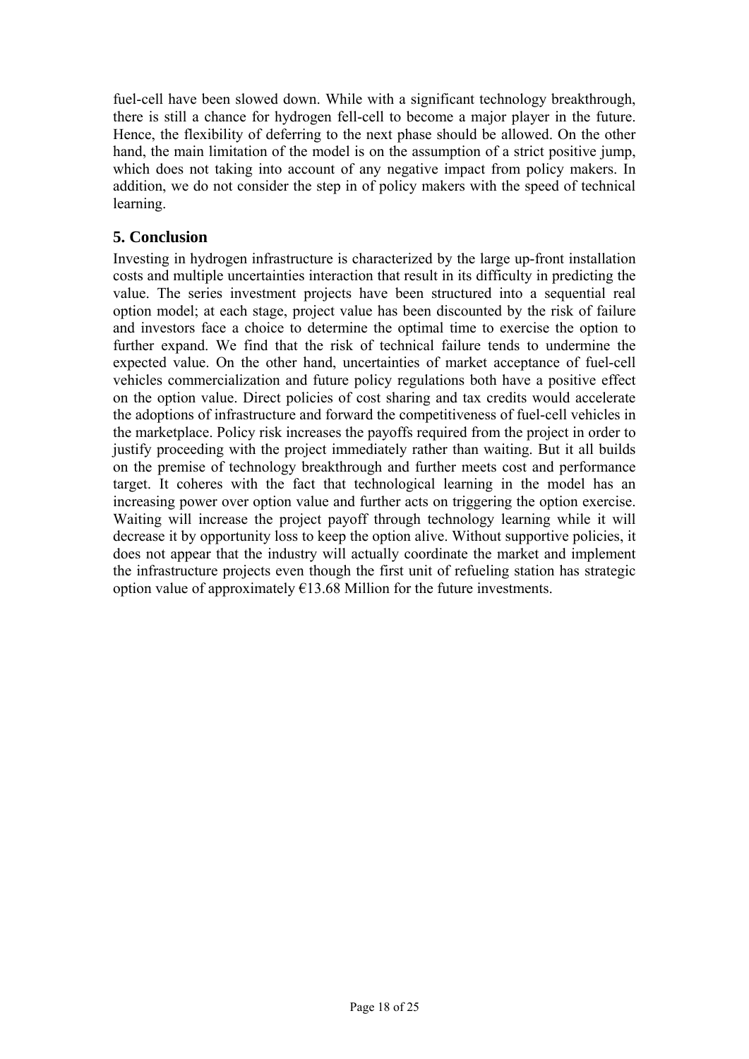fuel-cell have been slowed down. While with a significant technology breakthrough, there is still a chance for hydrogen fell-cell to become a major player in the future. Hence, the flexibility of deferring to the next phase should be allowed. On the other hand, the main limitation of the model is on the assumption of a strict positive jump, which does not taking into account of any negative impact from policy makers. In addition, we do not consider the step in of policy makers with the speed of technical learning.

## 5. Conclusion

Investing in hydrogen infrastructure is characterized by the large up-front installation costs and multiple uncertainties interaction that result in its difficulty in predicting the value. The series investment projects have been structured into a sequential real option model; at each stage, project value has been discounted by the risk of failure and investors face a choice to determine the optimal time to exercise the option to further expand. We find that the risk of technical failure tends to undermine the expected value. On the other hand, uncertainties of market acceptance of fuel-cell vehicles commercialization and future policy regulations both have a positive effect on the option value. Direct policies of cost sharing and tax credits would accelerate the adoptions of infrastructure and forward the competitiveness of fuel-cell vehicles in the marketplace. Policy risk increases the payoffs required from the project in order to justify proceeding with the project immediately rather than waiting. But it all builds on the premise of technology breakthrough and further meets cost and performance target. It coheres with the fact that technological learning in the model has an increasing power over option value and further acts on triggering the option exercise. Waiting will increase the project payoff through technology learning while it will decrease it by opportunity loss to keep the option alive. Without supportive policies, it does not appear that the industry will actually coordinate the market and implement the infrastructure projects even though the first unit of refueling station has strategic option value of approximately €13.68 Million for the future investments.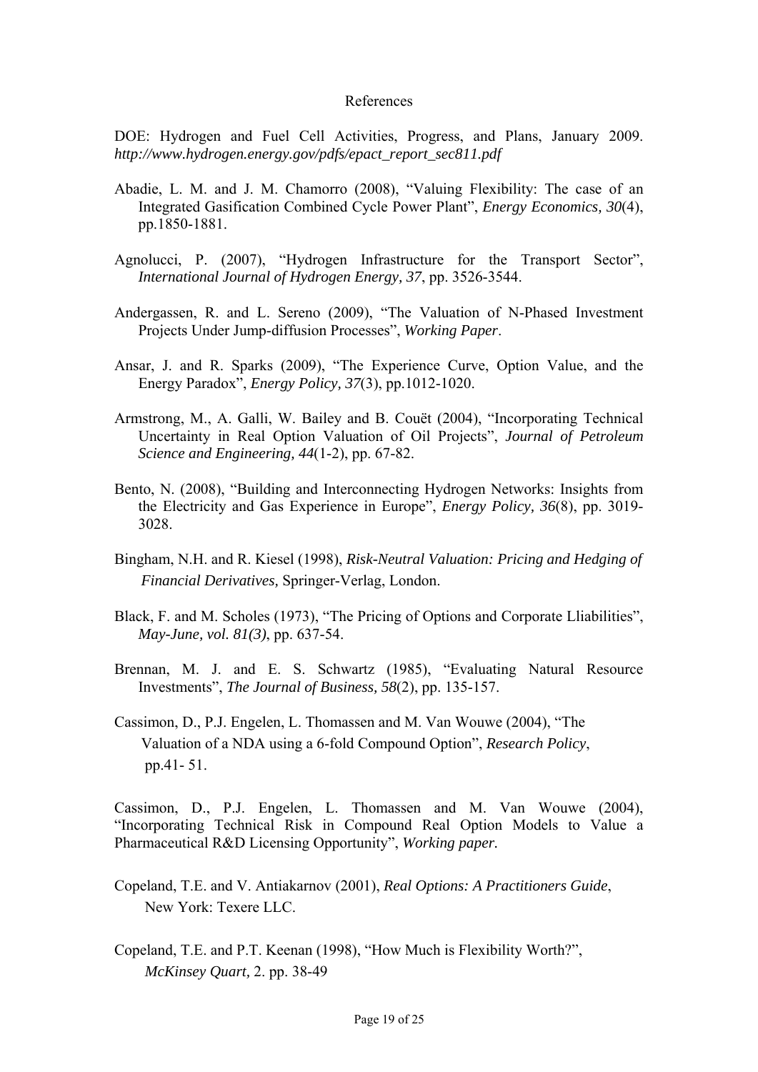# References

DOE: Hydrogen and Fuel Cell Activities, Progress, and Plans, January 2009. *http://www.hydrogen.energy.gov/pdfs/epact_report_sec811.pdf*

Abadie, L. M. and J. M. Chamorro (2008), "Valuing Flexibility: The case of an Integrated Gasification Combined Cycle Power Plant", *Energy Economics, 30*(4), pp.1850-1881.

Agnolucci, P. (2007), "Hydrogen Infrastructure for the Transport Sector", *International Journal of Hydrogen Energy, 37*, pp. 3526-3544.

Andergassen, R. and L. Sereno (2009), "The Valuation of N-Phased Investment Projects Under Jump-diffusion Processes", *Working Paper*.

Ansar, J. and R. Sparks (2009), "The Experience Curve, Option Value, and the Energy Paradox", *Energy Policy, 37*(3), pp.1012-1020.

Armstrong, M., A. Galli, W. Bailey and B. Couët (2004), "Incorporating Technical Uncertainty in Real Option Valuation of Oil Projects", *Journal of Petroleum Science and Engineering, 44*(1-2), pp. 67-82.

Bento, N. (2008), "Building and Interconnecting Hydrogen Networks: Insights from the Electricity and Gas Experience in Europe", *Energy Policy, 36*(8), pp. 3019-3028.

Bingham, N.H. and R. Kiesel (1998), *Risk-Neutral Valuation: Pricing and Hedging of Financial Derivatives,* Springer-Verlag, London.

Black, F. and M. Scholes (1973), "The Pricing of Options and Corporate Lliabilities", *May-June, vol. 81(3)*, pp. 637-54.

Brennan, M. J. and E. S. Schwartz (1985), "Evaluating Natural Resource Investments", *The Journal of Business, 58*(2), pp. 135-157.

Cassimon, D., P.J. Engelen, L. Thomassen and M. Van Wouwe (2004), "The Valuation of a NDA using a 6-fold Compound Option", *Research Policy*, pp.41- 51.

Cassimon, D., P.J. Engelen, L. Thomassen and M. Van Wouwe (2004), "Incorporating Technical Risk in Compound Real Option Models to Value a Pharmaceutical R&D Licensing Opportunity", *Working paper.*

Copeland, T.E. and V. Antiakarnov (2001), *Real Options: A Practitioners Guide*, New York: Texere LLC.

Copeland, T.E. and P.T. Keenan (1998), "How Much is Flexibility Worth?", *McKinsey Quart,* 2. pp. 38-49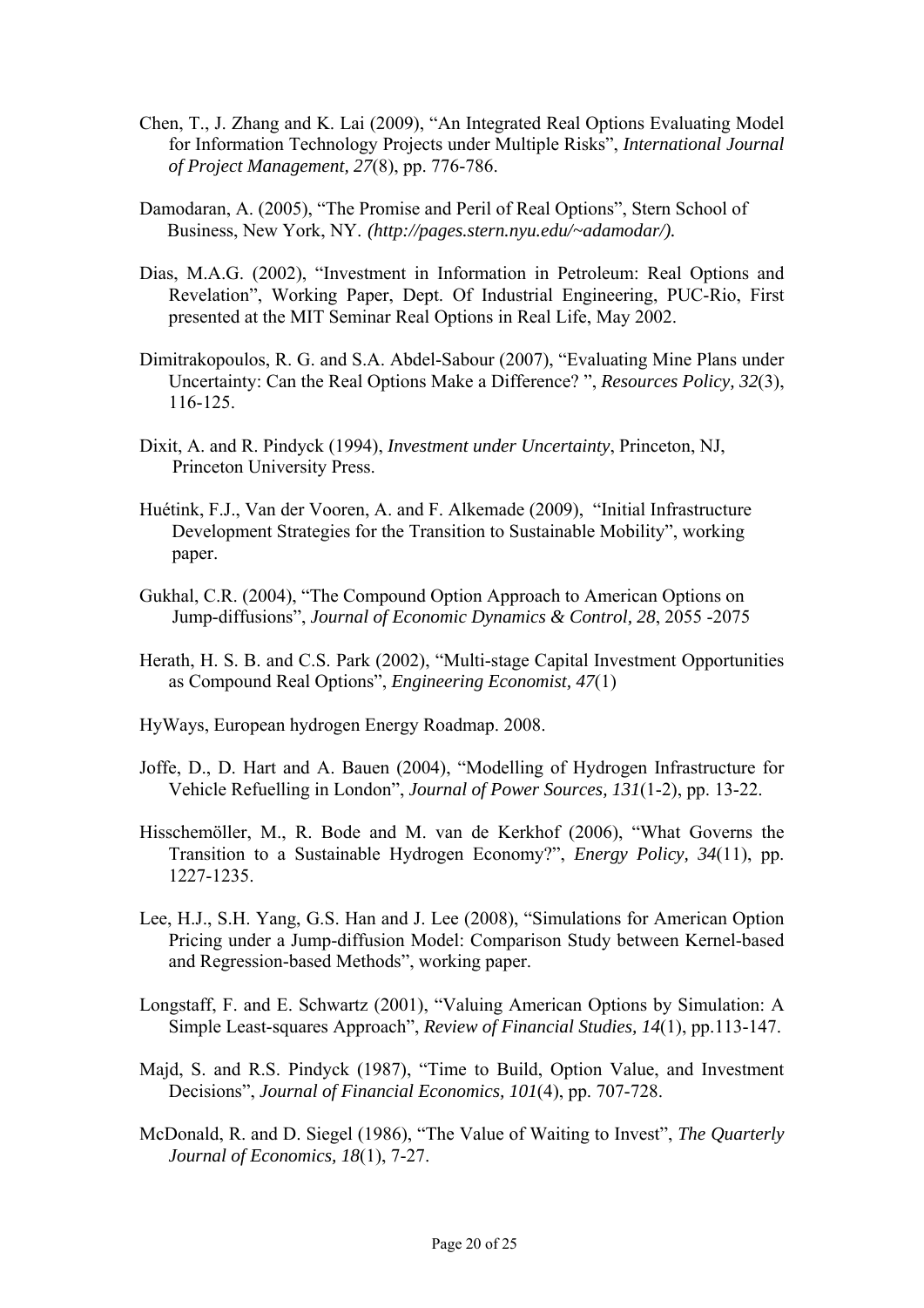Chen, T., J. Zhang and K. Lai (2009), "An Integrated Real Options Evaluating Model for Information Technology Projects under Multiple Risks", *International Journal of Project Management, 27*(8), pp. 776-786.

Damodaran, A. (2005), "The Promise and Peril of Real Options", Stern School of Business, New York, NY. *(http://pages.stern.nyu.edu/~adamodar/).*

Dias, M.A.G. (2002), "Investment in Information in Petroleum: Real Options and Revelation", Working Paper, Dept. Of Industrial Engineering, PUC-Rio, First presented at the MIT Seminar Real Options in Real Life, May 2002.

Dimitrakopoulos, R. G. and S.A. Abdel-Sabour (2007), "Evaluating Mine Plans under Uncertainty: Can the Real Options Make a Difference? ", *Resources Policy, 32*(3), 116-125.

Dixit, A. and R. Pindyck (1994), *Investment under Uncertainty*, Princeton, NJ, Princeton University Press.

Huétink, F.J., Van der Vooren, A. and F. Alkemade (2009), "Initial Infrastructure Development Strategies for the Transition to Sustainable Mobility", working paper.

Gukhal, C.R. (2004), "The Compound Option Approach to American Options on Jump-diffusions", *Journal of Economic Dynamics & Control, 28*, 2055 -2075

Herath, H. S. B. and C.S. Park (2002), "Multi-stage Capital Investment Opportunities as Compound Real Options", *Engineering Economist, 47*(1)

HyWays, European hydrogen Energy Roadmap. 2008.

Joffe, D., D. Hart and A. Bauen (2004), "Modelling of Hydrogen Infrastructure for Vehicle Refuelling in London", *Journal of Power Sources, 131*(1-2), pp. 13-22.

Hisschemöller, M., R. Bode and M. van de Kerkhof (2006), "What Governs the Transition to a Sustainable Hydrogen Economy?", *Energy Policy, 34*(11), pp. 1227-1235.

Lee, H.J., S.H. Yang, G.S. Han and J. Lee (2008), "Simulations for American Option Pricing under a Jump-diffusion Model: Comparison Study between Kernel-based and Regression-based Methods", working paper.

Longstaff, F. and E. Schwartz (2001), "Valuing American Options by Simulation: A Simple Least-squares Approach", *Review of Financial Studies, 14*(1), pp.113-147.

Majd, S. and R.S. Pindyck (1987), "Time to Build, Option Value, and Investment Decisions", *Journal of Financial Economics, 101*(4), pp. 707-728.

McDonald, R. and D. Siegel (1986), "The Value of Waiting to Invest", *The Quarterly Journal of Economics, 18*(1), 7-27.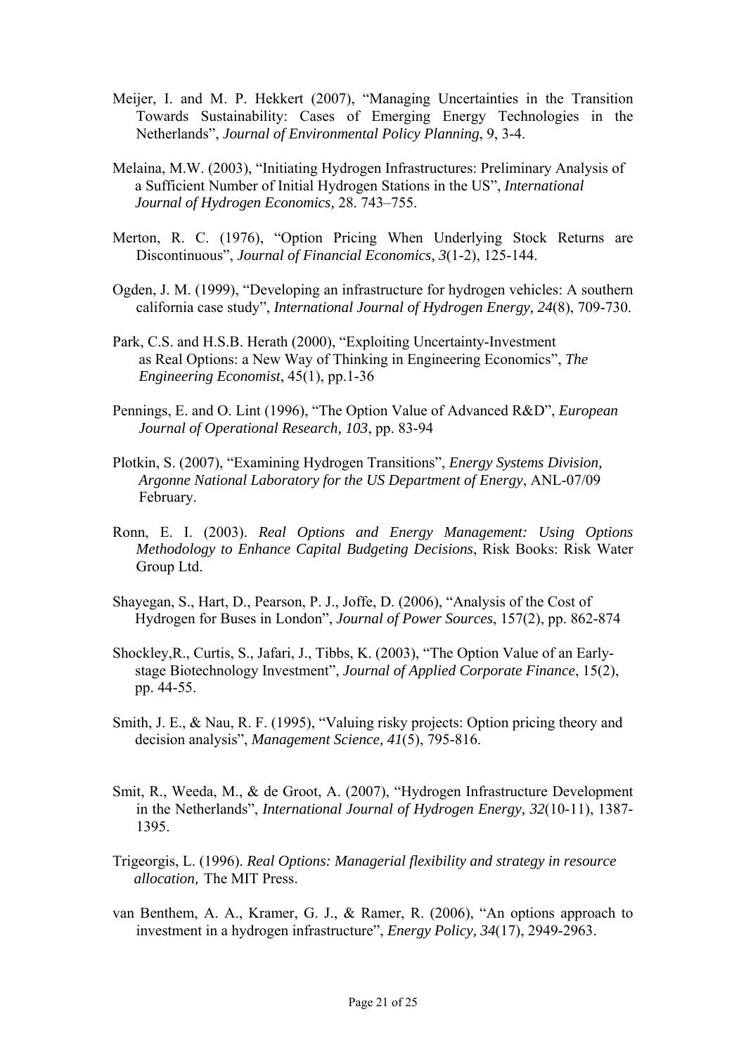Meijer, I. and M. P. Hekkert (2007), “Managing Uncertainties in the Transition Towards Sustainability: Cases of Emerging Energy Technologies in the Netherlands”, *Journal of Environmental Policy Planning*, 9, 3-4.

Melaina, M.W. (2003), “Initiating Hydrogen Infrastructures: Preliminary Analysis of a Sufficient Number of Initial Hydrogen Stations in the US”, *International Journal of Hydrogen Economics*, 28. 743–755.

Merton, R. C. (1976), “Option Pricing When Underlying Stock Returns are Discontinuous”, *Journal of Financial Economics, 3*(1-2), 125-144.

Ogden, J. M. (1999), “Developing an infrastructure for hydrogen vehicles: A southern california case study”, *International Journal of Hydrogen Energy, 24*(8), 709-730.

Park, C.S. and H.S.B. Herath (2000), “Exploiting Uncertainty-Investment as Real Options: a New Way of Thinking in Engineering Economics”, *The Engineering Economist*, 45(1), pp.1-36

Pennings, E. and O. Lint (1996), “The Option Value of Advanced R&D”, *European Journal of Operational Research, 103*, pp. 83-94

Plotkin, S. (2007), “Examining Hydrogen Transitions”, *Energy Systems Division, Argonne National Laboratory for the US Department of Energy*, ANL-07/09 February.

Ronn, E. I. (2003). *Real Options and Energy Management: Using Options Methodology to Enhance Capital Budgeting Decisions*, Risk Books: Risk Water Group Ltd.

Shayegan, S., Hart, D., Pearson, P. J., Joffe, D. (2006), “Analysis of the Cost of Hydrogen for Buses in London”, *Journal of Power Sources*, 157(2), pp. 862-874

Shockley,R., Curtis, S., Jafari, J., Tibbs, K. (2003), “The Option Value of an Early-stage Biotechnology Investment”, *Journal of Applied Corporate Finance*, 15(2), pp. 44-55.

Smith, J. E., & Nau, R. F. (1995), “Valuing risky projects: Option pricing theory and decision analysis”, *Management Science, 41*(5), 795-816.

Smit, R., Weeda, M., & de Groot, A. (2007), “Hydrogen Infrastructure Development in the Netherlands”, *International Journal of Hydrogen Energy, 32*(10-11), 1387-1395.

Trigeorgis, L. (1996). *Real Options: Managerial flexibility and strategy in resource allocation,* The MIT Press.

van Benthem, A. A., Kramer, G. J., & Ramer, R. (2006), “An options approach to investment in a hydrogen infrastructure”, *Energy Policy, 34*(17), 2949-2963.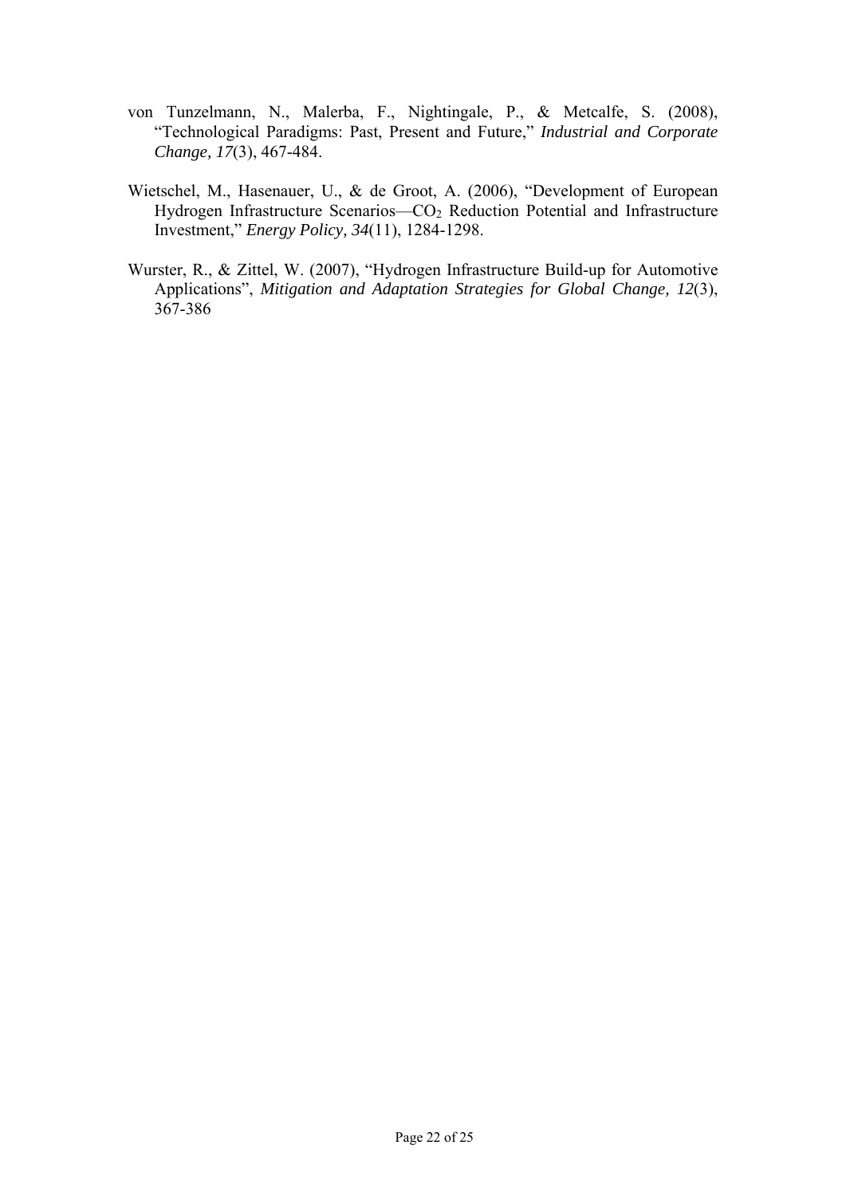von Tunzelmann, N., Malerba, F., Nightingale, P., & Metcalfe, S. (2008), "Technological Paradigms: Past, Present and Future," *Industrial and Corporate Change, 17*(3), 467-484.

Wietschel, M., Hasenauer, U., & de Groot, A. (2006), "Development of European Hydrogen Infrastructure Scenarios—$CO_2$ Reduction Potential and Infrastructure Investment," *Energy Policy, 34*(11), 1284-1298.

Wurster, R., & Zittel, W. (2007), "Hydrogen Infrastructure Build-up for Automotive Applications", *Mitigation and Adaptation Strategies for Global Change, 12*(3), 367-386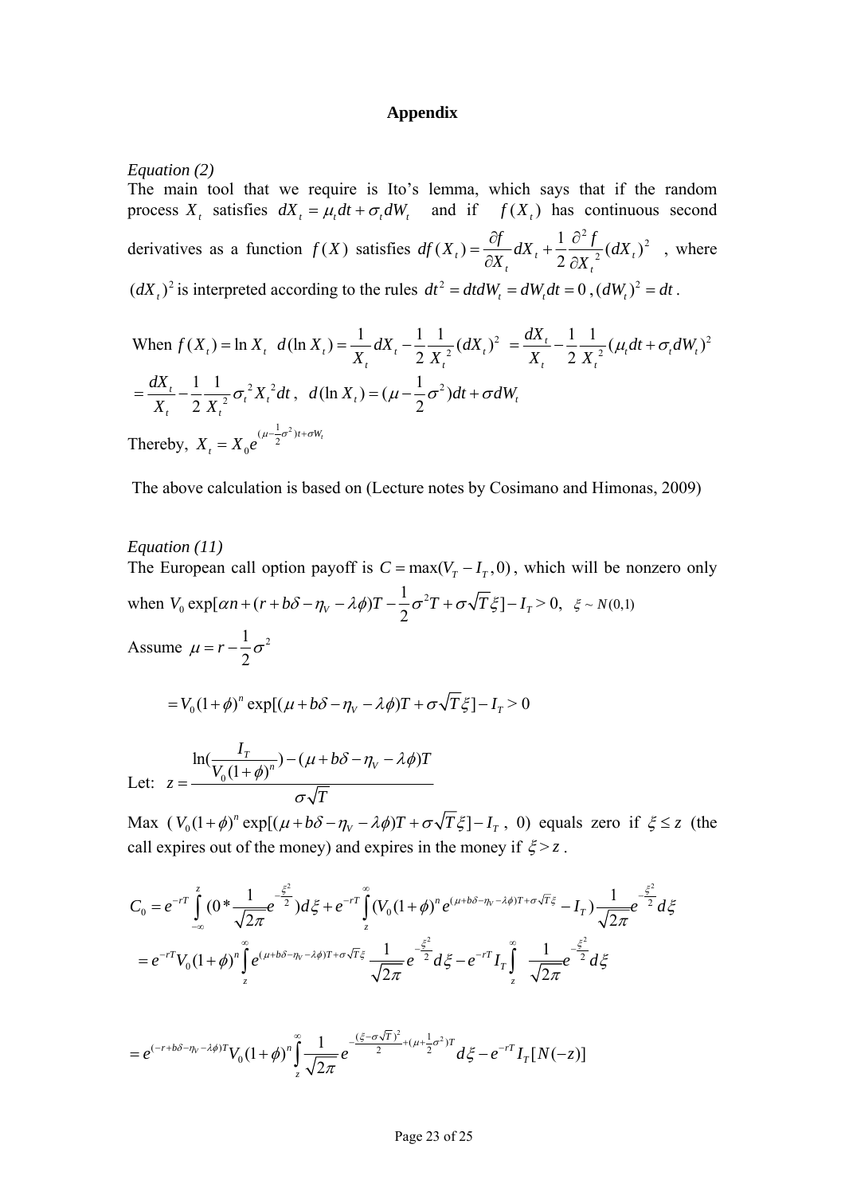# Appendix

*Equation (2)*

The main tool that we require is Ito's lemma, which says that if the random process $X_t$ satisfies $dX_t = \mu_t dt + \sigma_t dW_t$ and if $f(X_t)$ has continuous second derivatives as a function $f(X)$ satisfies $df(X_t) = \frac{\partial f}{\partial X_t} dX_t + \frac{1}{2}\frac{\partial^2 f}{\partial X_t^2}(dX_t)^2$ , where $(dX_t)^2$ is interpreted according to the rules $dt^2 = dtdW_t = dW_t dt = 0$ , $(dW_t)^2 = dt$ .

When $f(X_t) = \ln X_t$ $\; d(\ln X_t) = \frac{1}{X_t}dX_t - \frac{1}{2}\frac{1}{X_t^2}(dX_t)^2 = \frac{dX_t}{X_t} - \frac{1}{2}\frac{1}{X_t^2}(\mu_t dt + \sigma_t dW_t)^2$

$= \frac{dX_t}{X_t} - \frac{1}{2}\frac{1}{X_t^2}\sigma_t^2 X_t^2 dt$ , $\; d(\ln X_t) = (\mu - \frac{1}{2}\sigma^2)dt + \sigma dW_t$

Thereby, $X_t = X_0 e^{(\mu - \frac{1}{2}\sigma^2)t + \sigma W_t}$

The above calculation is based on (Lecture notes by Cosimano and Himonas, 2009)

*Equation (11)*

The European call option payoff is $C = \max(V_T - I_T, 0)$, which will be nonzero only when $V_0 \exp[\alpha n + (r + b\delta - \eta_V - \lambda\phi)T - \frac{1}{2}\sigma^2 T + \sigma\sqrt{T}\xi] - I_T > 0, \;\; \xi \sim N(0,1)$

Assume $\mu = r - \frac{1}{2}\sigma^2$

$$= V_0(1+\phi)^n \exp[(\mu + b\delta - \eta_V - \lambda\phi)T + \sigma\sqrt{T}\xi] - I_T > 0$$

Let: $z = \dfrac{\ln(\frac{I_T}{V_0(1+\phi)^n}) - (\mu + b\delta - \eta_V - \lambda\phi)T}{\sigma\sqrt{T}}$

Max $(V_0(1+\phi)^n \exp[(\mu + b\delta - \eta_V - \lambda\phi)T + \sigma\sqrt{T}\xi] - I_T$ , 0) equals zero if $\xi \le z$ (the call expires out of the money) and expires in the money if $\xi > z$ .

$$C_0 = e^{-rT}\int_{-\infty}^{z}(0 * \frac{1}{\sqrt{2\pi}}e^{-\frac{\xi^2}{2}})d\xi + e^{-rT}\int_{z}^{\infty}(V_0(1+\phi)^n e^{(\mu + b\delta - \eta_V - \lambda\phi)T + \sigma\sqrt{T}\xi} - I_T)\frac{1}{\sqrt{2\pi}}e^{-\frac{\xi^2}{2}}d\xi$$

$$= e^{-rT}V_0(1+\phi)^n\int_{z}^{\infty}e^{(\mu + b\delta - \eta_V - \lambda\phi)T + \sigma\sqrt{T}\xi}\frac{1}{\sqrt{2\pi}}e^{-\frac{\xi^2}{2}}d\xi - e^{-rT}I_T\int_{z}^{\infty}\frac{1}{\sqrt{2\pi}}e^{-\frac{\xi^2}{2}}d\xi$$

$$= e^{(-r + b\delta - \eta_V - \lambda\phi)T}V_0(1+\phi)^n\int_{z}^{\infty}\frac{1}{\sqrt{2\pi}}e^{-\frac{(\xi - \sigma\sqrt{T})^2}{2} + (\mu + \frac{1}{2}\sigma^2)T}d\xi - e^{-rT}I_T[N(-z)]$$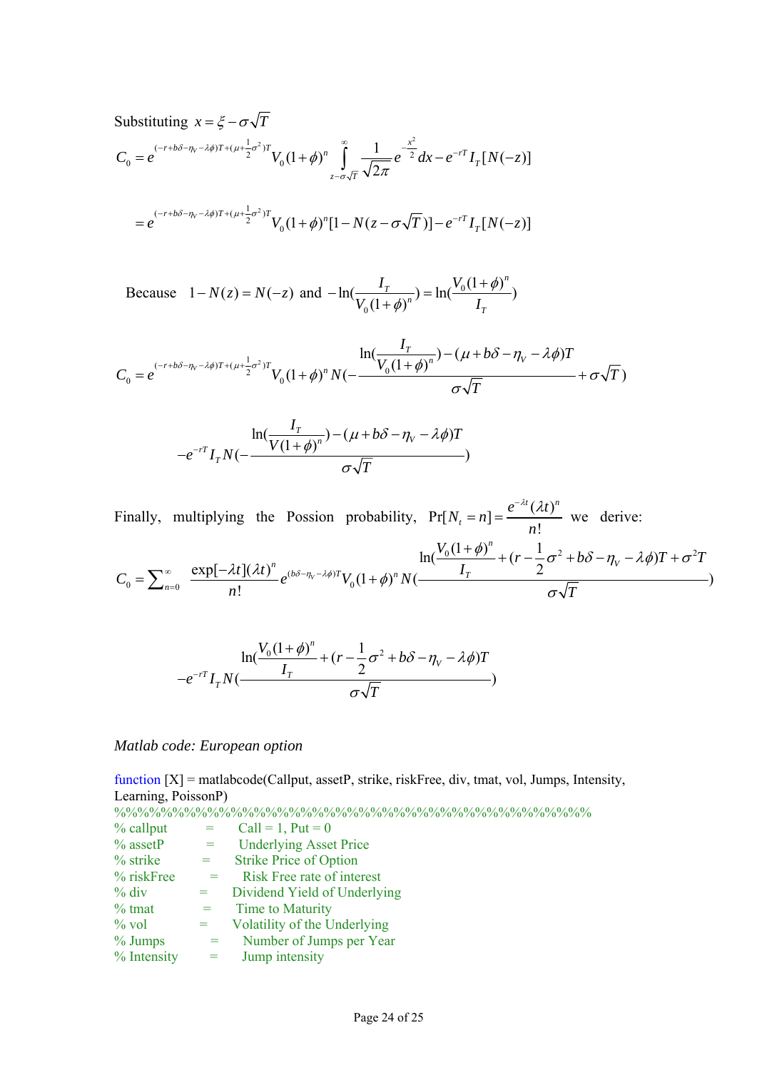Substituting $x = \xi - \sigma\sqrt{T}$

$$C_0 = e^{(-r+b\delta-\eta_V-\lambda\phi)T+(\mu+\frac{1}{2}\sigma^2)T} V_0(1+\phi)^n \int_{z-\sigma\sqrt{T}}^{\infty} \frac{1}{\sqrt{2\pi}} e^{-\frac{x^2}{2}} dx - e^{-rT} I_T[N(-z)]$$

$$= e^{(-r+b\delta-\eta_V-\lambda\phi)T+(\mu+\frac{1}{2}\sigma^2)T} V_0(1+\phi)^n [1 - N(z-\sigma\sqrt{T})] - e^{-rT} I_T[N(-z)]$$

Because $1 - N(z) = N(-z)$ and $-\ln(\frac{I_T}{V_0(1+\phi)^n}) = \ln(\frac{V_0(1+\phi)^n}{I_T})$

$$C_0 = e^{(-r+b\delta-\eta_V-\lambda\phi)T+(\mu+\frac{1}{2}\sigma^2)T} V_0(1+\phi)^n N(-\frac{\ln(\frac{I_T}{V_0(1+\phi)^n}) - (\mu + b\delta - \eta_V - \lambda\phi)T}{\sigma\sqrt{T}} + \sigma\sqrt{T})$$

$$-e^{-rT} I_T N(-\frac{\ln(\frac{I_T}{V(1+\phi)^n}) - (\mu + b\delta - \eta_V - \lambda\phi)T}{\sigma\sqrt{T}})$$

Finally, multiplying the Possion probability, $\Pr[N_t = n] = \frac{e^{-\lambda t}(\lambda t)^n}{n!}$ we derive:

$$C_0 = \sum_{n=0}^{\infty} \frac{\exp[-\lambda t](\lambda t)^n}{n!} e^{(b\delta-\eta_V-\lambda\phi)T} V_0(1+\phi)^n N(\frac{\ln(\frac{V_0(1+\phi)^n}{I_T}) + (r - \frac{1}{2}\sigma^2 + b\delta - \eta_V - \lambda\phi)T + \sigma^2 T}{\sigma\sqrt{T}})$$

$$-e^{-rT} I_T N(\frac{\ln(\frac{V_0(1+\phi)^n}{I_T}) + (r - \frac{1}{2}\sigma^2 + b\delta - \eta_V - \lambda\phi)T}{\sigma\sqrt{T}})$$

*Matlab code: European option*

```
function [X] = matlabcode(Callput, assetP, strike, riskFree, div, tmat, vol, Jumps, Intensity, Learning, PoissonP)
%%%%%%%%%%%%%%%%%%%%%%%%%%%%%%%%%%%%%%%%%%%%%%%%%%%%%%%
% callput      =    Call = 1, Put = 0
% assetP       =    Underlying Asset Price
% strike       =    Strike Price of Option
% riskFree     =    Risk Free rate of interest
% div          =    Dividend Yield of Underlying
% tmat         =    Time to Maturity
% vol          =    Volatility of the Underlying
% Jumps        =    Number of Jumps per Year
% Intensity    =    Jump intensity
```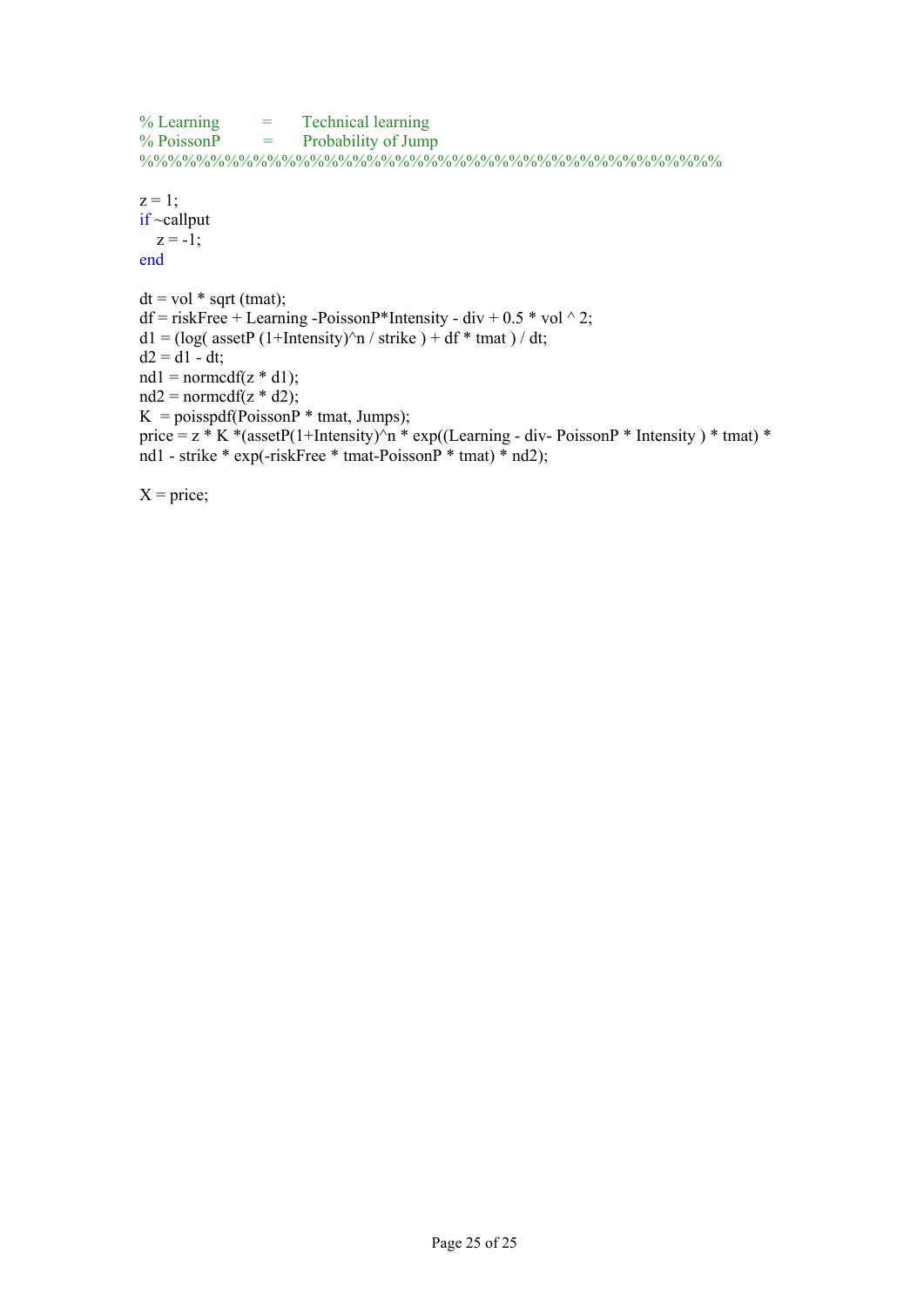```
% Learning       =    Technical learning
% PoissonP       =    Probability of Jump
%%%%%%%%%%%%%%%%%%%%%%%%%%%%%%%%%%%%%%%%%%%%%%%%

z = 1;
if ~callput
    z = -1;
end

dt = vol * sqrt (tmat);
df = riskFree + Learning -PoissonP*Intensity - div + 0.5 * vol ^ 2;
d1 = (log( assetP (1+Intensity)^n / strike ) + df * tmat ) / dt;
d2 = d1 - dt;
nd1 = normcdf(z * d1);
nd2 = normcdf(z * d2);
K  = poisspdf(PoissonP * tmat, Jumps);
price = z * K *(assetP(1+Intensity)^n * exp((Learning - div- PoissonP * Intensity ) * tmat) *
nd1 - strike * exp(-riskFree * tmat-PoissonP * tmat) * nd2);

X = price;
```